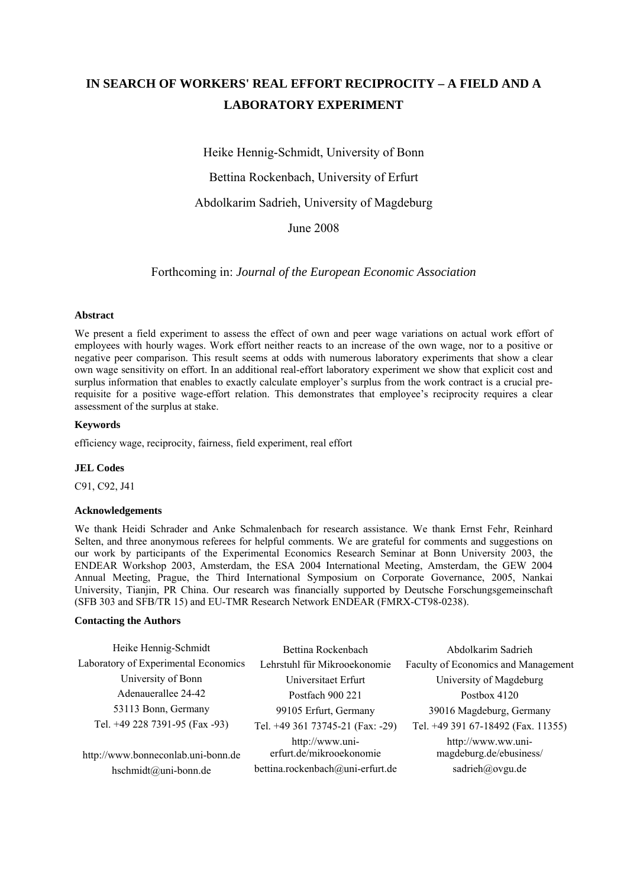# IN SEARCH OF WORKERS' REAL EFFORT RECIPROCITY – A FIELD AND A LABORATORY EXPERIMENT

Heike Hennig-Schmidt, University of Bonn

Bettina Rockenbach, University of Erfurt

Abdolkarim Sadrieh, University of Magdeburg

June 2008

Forthcoming in: *Journal of the European Economic Association*

### Abstract

We present a field experiment to assess the effect of own and peer wage variations on actual work effort of employees with hourly wages. Work effort neither reacts to an increase of the own wage, nor to a positive or negative peer comparison. This result seems at odds with numerous laboratory experiments that show a clear own wage sensitivity on effort. In an additional real-effort laboratory experiment we show that explicit cost and surplus information that enables to exactly calculate employer's surplus from the work contract is a crucial pre-requisite for a positive wage-effort relation. This demonstrates that employee's reciprocity requires a clear assessment of the surplus at stake.

### Keywords

efficiency wage, reciprocity, fairness, field experiment, real effort

### JEL Codes

C91, C92, J41

### Acknowledgements

We thank Heidi Schrader and Anke Schmalenbach for research assistance. We thank Ernst Fehr, Reinhard Selten, and three anonymous referees for helpful comments. We are grateful for comments and suggestions on our work by participants of the Experimental Economics Research Seminar at Bonn University 2003, the ENDEAR Workshop 2003, Amsterdam, the ESA 2004 International Meeting, Amsterdam, the GEW 2004 Annual Meeting, Prague, the Third International Symposium on Corporate Governance, 2005, Nankai University, Tianjin, PR China. Our research was financially supported by Deutsche Forschungsgemeinschaft (SFB 303 and SFB/TR 15) and EU-TMR Research Network ENDEAR (FMRX-CT98-0238).

### Contacting the Authors

| | | |
|---|---|---|
| Heike Hennig-Schmidt | Bettina Rockenbach | Abdolkarim Sadrieh |
| Laboratory of Experimental Economics | Lehrstuhl für Mikrooekonomie | Faculty of Economics and Management |
| University of Bonn | Universitaet Erfurt | University of Magdeburg |
| Adenauerallee 24-42 | Postfach 900 221 | Postbox 4120 |
| 53113 Bonn, Germany | 99105 Erfurt, Germany | 39016 Magdeburg, Germany |
| Tel. +49 228 7391-95 (Fax -93) | Tel. +49 361 73745-21 (Fax: -29) | Tel. +49 391 67-18492 (Fax. 11355) |
| http://www.bonneconlab.uni-bonn.de | http://www.uni-erfurt.de/mikrooekonomie | http://www.ww.uni-magdeburg.de/ebusiness/ |
| hschmidt@uni-bonn.de | bettina.rockenbach@uni-erfurt.de | sadrieh@ovgu.de |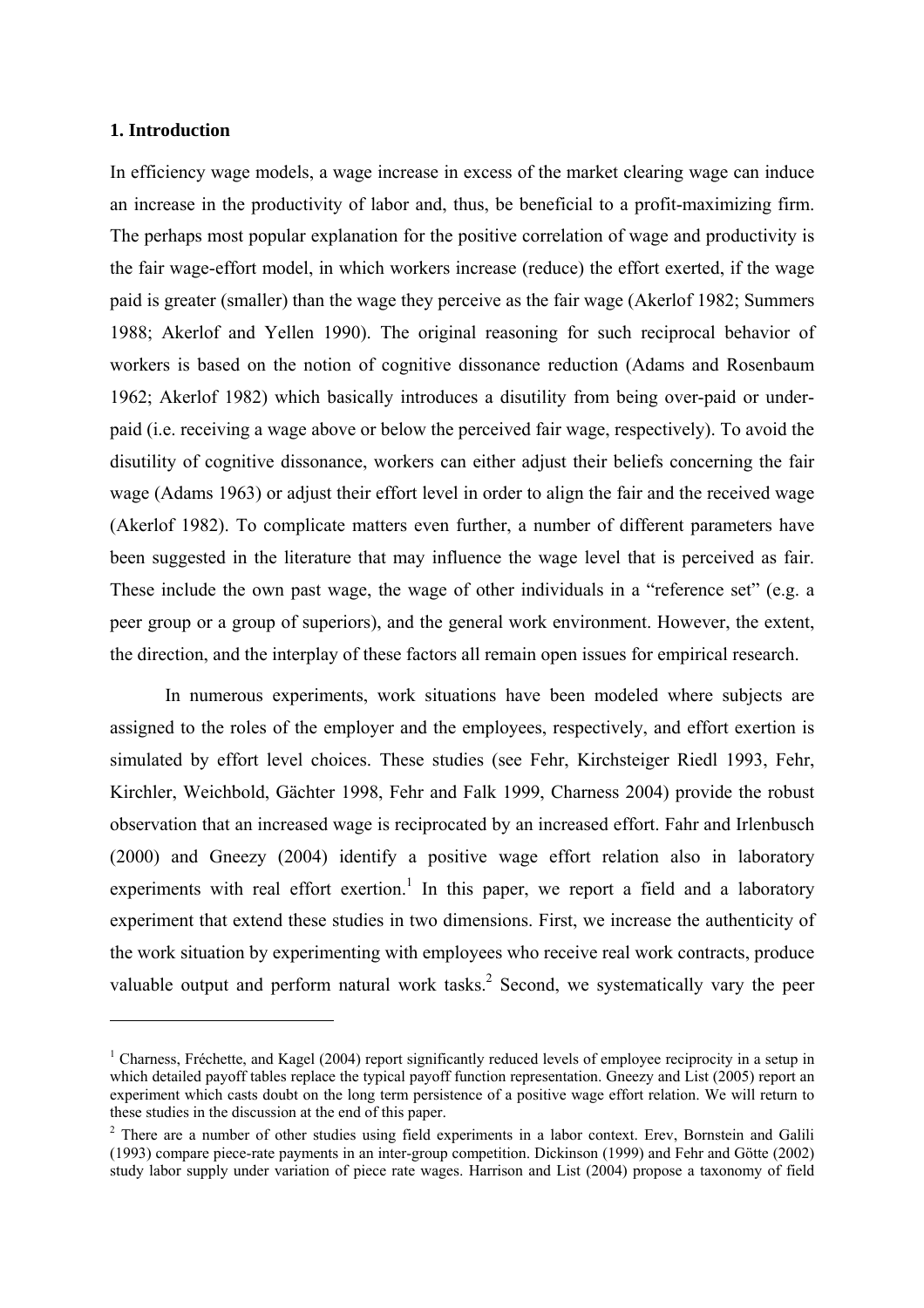## 1. Introduction

In efficiency wage models, a wage increase in excess of the market clearing wage can induce an increase in the productivity of labor and, thus, be beneficial to a profit-maximizing firm. The perhaps most popular explanation for the positive correlation of wage and productivity is the fair wage-effort model, in which workers increase (reduce) the effort exerted, if the wage paid is greater (smaller) than the wage they perceive as the fair wage (Akerlof 1982; Summers 1988; Akerlof and Yellen 1990). The original reasoning for such reciprocal behavior of workers is based on the notion of cognitive dissonance reduction (Adams and Rosenbaum 1962; Akerlof 1982) which basically introduces a disutility from being over-paid or under-paid (i.e. receiving a wage above or below the perceived fair wage, respectively). To avoid the disutility of cognitive dissonance, workers can either adjust their beliefs concerning the fair wage (Adams 1963) or adjust their effort level in order to align the fair and the received wage (Akerlof 1982). To complicate matters even further, a number of different parameters have been suggested in the literature that may influence the wage level that is perceived as fair. These include the own past wage, the wage of other individuals in a "reference set" (e.g. a peer group or a group of superiors), and the general work environment. However, the extent, the direction, and the interplay of these factors all remain open issues for empirical research.

In numerous experiments, work situations have been modeled where subjects are assigned to the roles of the employer and the employees, respectively, and effort exertion is simulated by effort level choices. These studies (see Fehr, Kirchsteiger Riedl 1993, Fehr, Kirchler, Weichbold, Gächter 1998, Fehr and Falk 1999, Charness 2004) provide the robust observation that an increased wage is reciprocated by an increased effort. Fahr and Irlenbusch (2000) and Gneezy (2004) identify a positive wage effort relation also in laboratory experiments with real effort exertion.[1] In this paper, we report a field and a laboratory experiment that extend these studies in two dimensions. First, we increase the authenticity of the work situation by experimenting with employees who receive real work contracts, produce valuable output and perform natural work tasks.[2] Second, we systematically vary the peer

---

[1] Charness, Fréchette, and Kagel (2004) report significantly reduced levels of employee reciprocity in a setup in which detailed payoff tables replace the typical payoff function representation. Gneezy and List (2005) report an experiment which casts doubt on the long term persistence of a positive wage effort relation. We will return to these studies in the discussion at the end of this paper.

[2] There are a number of other studies using field experiments in a labor context. Erev, Bornstein and Galili (1993) compare piece-rate payments in an inter-group competition. Dickinson (1999) and Fehr and Götte (2002) study labor supply under variation of piece rate wages. Harrison and List (2004) propose a taxonomy of field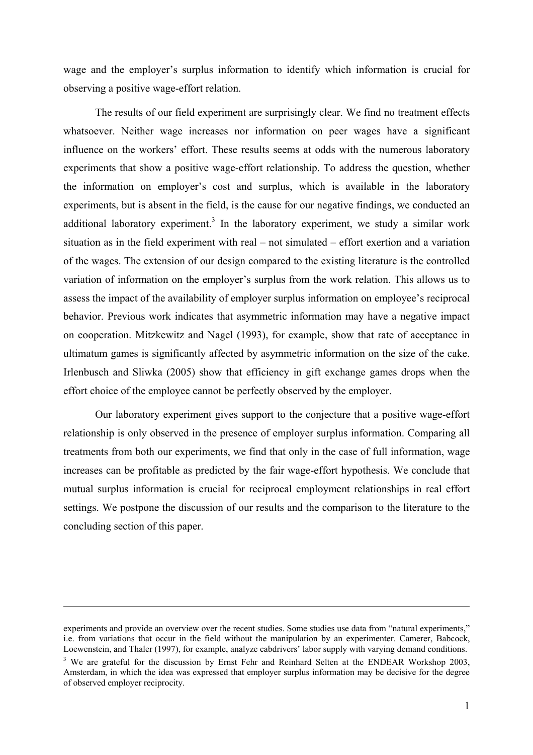wage and the employer's surplus information to identify which information is crucial for observing a positive wage-effort relation.

The results of our field experiment are surprisingly clear. We find no treatment effects whatsoever. Neither wage increases nor information on peer wages have a significant influence on the workers' effort. These results seems at odds with the numerous laboratory experiments that show a positive wage-effort relationship. To address the question, whether the information on employer's cost and surplus, which is available in the laboratory experiments, but is absent in the field, is the cause for our negative findings, we conducted an additional laboratory experiment.[3] In the laboratory experiment, we study a similar work situation as in the field experiment with real – not simulated – effort exertion and a variation of the wages. The extension of our design compared to the existing literature is the controlled variation of information on the employer's surplus from the work relation. This allows us to assess the impact of the availability of employer surplus information on employee's reciprocal behavior. Previous work indicates that asymmetric information may have a negative impact on cooperation. Mitzkewitz and Nagel (1993), for example, show that rate of acceptance in ultimatum games is significantly affected by asymmetric information on the size of the cake. Irlenbusch and Sliwka (2005) show that efficiency in gift exchange games drops when the effort choice of the employee cannot be perfectly observed by the employer.

Our laboratory experiment gives support to the conjecture that a positive wage-effort relationship is only observed in the presence of employer surplus information. Comparing all treatments from both our experiments, we find that only in the case of full information, wage increases can be profitable as predicted by the fair wage-effort hypothesis. We conclude that mutual surplus information is crucial for reciprocal employment relationships in real effort settings. We postpone the discussion of our results and the comparison to the literature to the concluding section of this paper.

---

experiments and provide an overview over the recent studies. Some studies use data from "natural experiments," i.e. from variations that occur in the field without the manipulation by an experimenter. Camerer, Babcock, Loewenstein, and Thaler (1997), for example, analyze cabdrivers' labor supply with varying demand conditions.

[3] We are grateful for the discussion by Ernst Fehr and Reinhard Selten at the ENDEAR Workshop 2003, Amsterdam, in which the idea was expressed that employer surplus information may be decisive for the degree of observed employer reciprocity.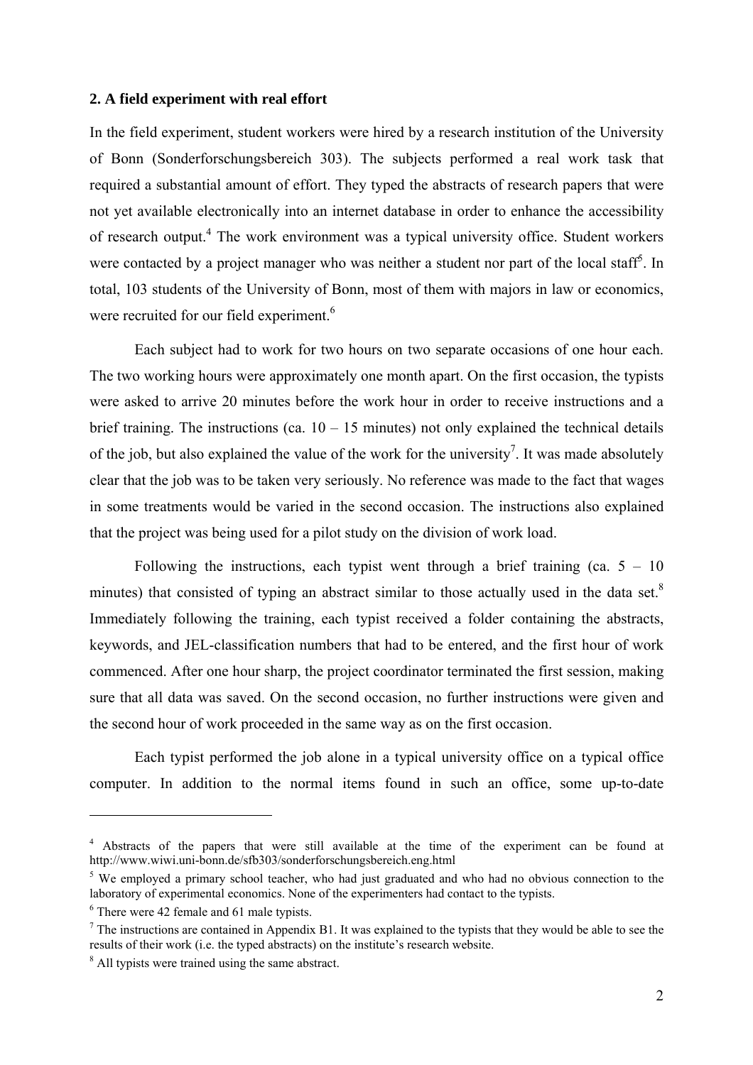## 2. A field experiment with real effort

In the field experiment, student workers were hired by a research institution of the University of Bonn (Sonderforschungsbereich 303). The subjects performed a real work task that required a substantial amount of effort. They typed the abstracts of research papers that were not yet available electronically into an internet database in order to enhance the accessibility of research output.[4] The work environment was a typical university office. Student workers were contacted by a project manager who was neither a student nor part of the local staff[5]. In total, 103 students of the University of Bonn, most of them with majors in law or economics, were recruited for our field experiment.[6]

Each subject had to work for two hours on two separate occasions of one hour each. The two working hours were approximately one month apart. On the first occasion, the typists were asked to arrive 20 minutes before the work hour in order to receive instructions and a brief training. The instructions (ca. 10 – 15 minutes) not only explained the technical details of the job, but also explained the value of the work for the university[7]. It was made absolutely clear that the job was to be taken very seriously. No reference was made to the fact that wages in some treatments would be varied in the second occasion. The instructions also explained that the project was being used for a pilot study on the division of work load.

Following the instructions, each typist went through a brief training (ca. 5 – 10 minutes) that consisted of typing an abstract similar to those actually used in the data set.[8] Immediately following the training, each typist received a folder containing the abstracts, keywords, and JEL-classification numbers that had to be entered, and the first hour of work commenced. After one hour sharp, the project coordinator terminated the first session, making sure that all data was saved. On the second occasion, no further instructions were given and the second hour of work proceeded in the same way as on the first occasion.

Each typist performed the job alone in a typical university office on a typical office computer. In addition to the normal items found in such an office, some up-to-date

---

[4] Abstracts of the papers that were still available at the time of the experiment can be found at http://www.wiwi.uni-bonn.de/sfb303/sonderforschungsbereich.eng.html

[5] We employed a primary school teacher, who had just graduated and who had no obvious connection to the laboratory of experimental economics. None of the experimenters had contact to the typists.

[6] There were 42 female and 61 male typists.

[7] The instructions are contained in Appendix B1. It was explained to the typists that they would be able to see the results of their work (i.e. the typed abstracts) on the institute's research website.

[8] All typists were trained using the same abstract.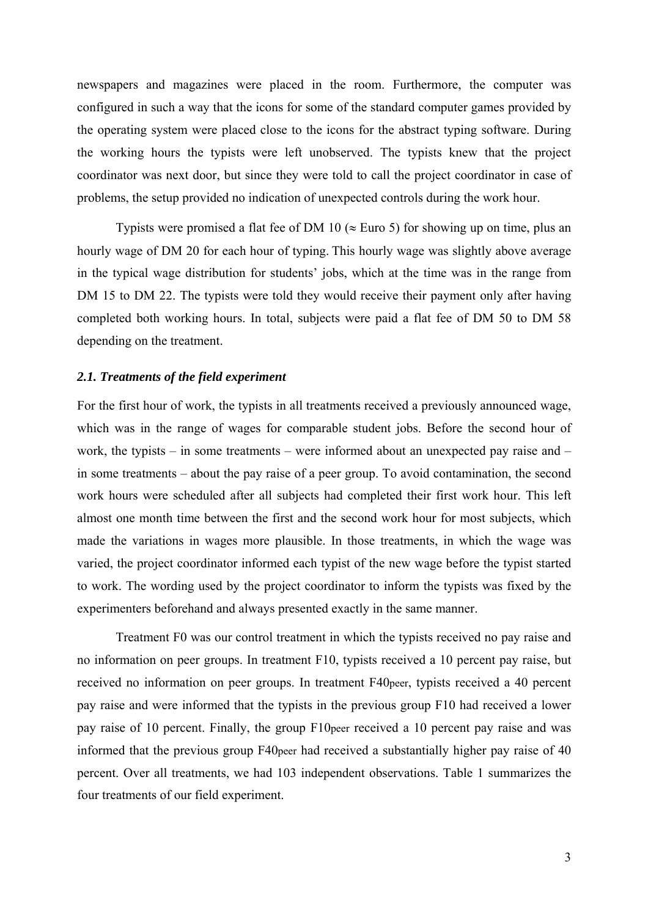newspapers and magazines were placed in the room. Furthermore, the computer was configured in such a way that the icons for some of the standard computer games provided by the operating system were placed close to the icons for the abstract typing software. During the working hours the typists were left unobserved. The typists knew that the project coordinator was next door, but since they were told to call the project coordinator in case of problems, the setup provided no indication of unexpected controls during the work hour.

Typists were promised a flat fee of DM 10 ($\approx$ Euro 5) for showing up on time, plus an hourly wage of DM 20 for each hour of typing. This hourly wage was slightly above average in the typical wage distribution for students' jobs, which at the time was in the range from DM 15 to DM 22. The typists were told they would receive their payment only after having completed both working hours. In total, subjects were paid a flat fee of DM 50 to DM 58 depending on the treatment.

### *2.1. Treatments of the field experiment*

For the first hour of work, the typists in all treatments received a previously announced wage, which was in the range of wages for comparable student jobs. Before the second hour of work, the typists – in some treatments – were informed about an unexpected pay raise and – in some treatments – about the pay raise of a peer group. To avoid contamination, the second work hours were scheduled after all subjects had completed their first work hour. This left almost one month time between the first and the second work hour for most subjects, which made the variations in wages more plausible. In those treatments, in which the wage was varied, the project coordinator informed each typist of the new wage before the typist started to work. The wording used by the project coordinator to inform the typists was fixed by the experimenters beforehand and always presented exactly in the same manner.

Treatment F0 was our control treatment in which the typists received no pay raise and no information on peer groups. In treatment F10, typists received a 10 percent pay raise, but received no information on peer groups. In treatment $F40_{peer}$, typists received a 40 percent pay raise and were informed that the typists in the previous group F10 had received a lower pay raise of 10 percent. Finally, the group $F10_{peer}$ received a 10 percent pay raise and was informed that the previous group $F40_{peer}$ had received a substantially higher pay raise of 40 percent. Over all treatments, we had 103 independent observations. Table 1 summarizes the four treatments of our field experiment.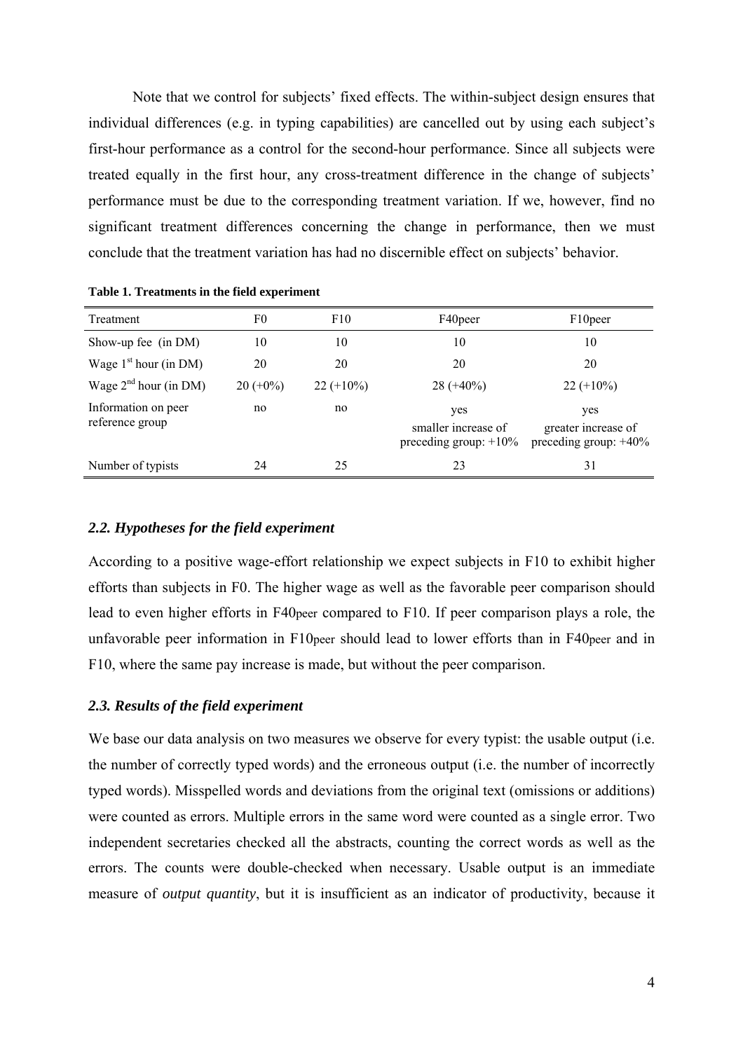Note that we control for subjects' fixed effects. The within-subject design ensures that individual differences (e.g. in typing capabilities) are cancelled out by using each subject's first-hour performance as a control for the second-hour performance. Since all subjects were treated equally in the first hour, any cross-treatment difference in the change of subjects' performance must be due to the corresponding treatment variation. If we, however, find no significant treatment differences concerning the change in performance, then we must conclude that the treatment variation has had no discernible effect on subjects' behavior.

**Table 1. Treatments in the field experiment**

| Treatment | F0 | F10 | F40peer | F10peer |
|---|---|---|---|---|
| Show-up fee (in DM) | 10 | 10 | 10 | 10 |
| Wage 1st hour (in DM) | 20 | 20 | 20 | 20 |
| Wage 2nd hour (in DM) | 20 (+0%) | 22 (+10%) | 28 (+40%) | 22 (+10%) |
| Information on peer reference group | no | no | yes<br>smaller increase of preceding group: +10% | yes<br>greater increase of preceding group: +40% |
| Number of typists | 24 | 25 | 23 | 31 |

### *2.2. Hypotheses for the field experiment*

According to a positive wage-effort relationship we expect subjects in F10 to exhibit higher efforts than subjects in F0. The higher wage as well as the favorable peer comparison should lead to even higher efforts in F40peer compared to F10. If peer comparison plays a role, the unfavorable peer information in F10peer should lead to lower efforts than in F40peer and in F10, where the same pay increase is made, but without the peer comparison.

### *2.3. Results of the field experiment*

We base our data analysis on two measures we observe for every typist: the usable output (i.e. the number of correctly typed words) and the erroneous output (i.e. the number of incorrectly typed words). Misspelled words and deviations from the original text (omissions or additions) were counted as errors. Multiple errors in the same word were counted as a single error. Two independent secretaries checked all the abstracts, counting the correct words as well as the errors. The counts were double-checked when necessary. Usable output is an immediate measure of *output quantity*, but it is insufficient as an indicator of productivity, because it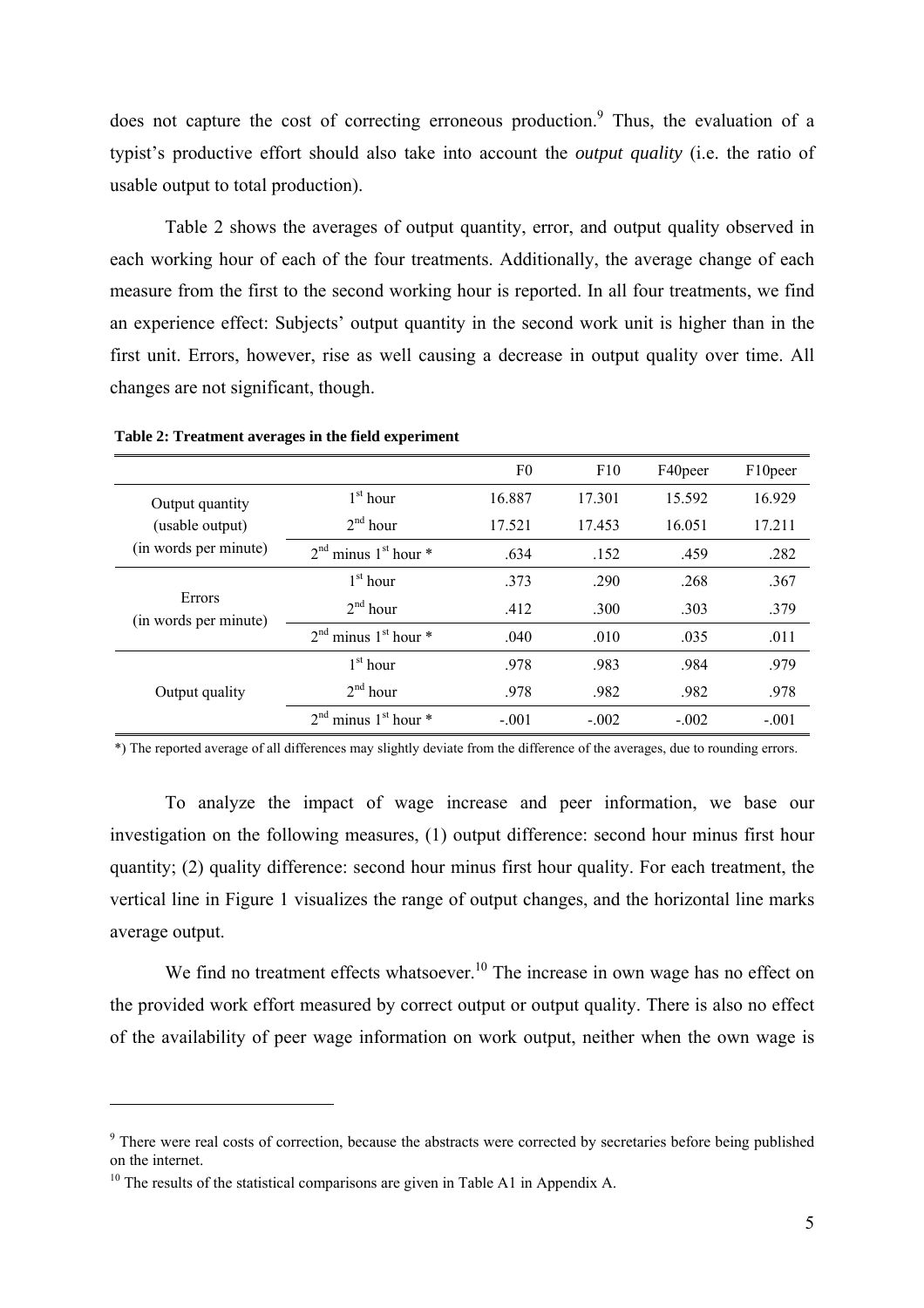does not capture the cost of correcting erroneous production.[9] Thus, the evaluation of a typist's productive effort should also take into account the *output quality* (i.e. the ratio of usable output to total production).

Table 2 shows the averages of output quantity, error, and output quality observed in each working hour of each of the four treatments. Additionally, the average change of each measure from the first to the second working hour is reported. In all four treatments, we find an experience effect: Subjects' output quantity in the second work unit is higher than in the first unit. Errors, however, rise as well causing a decrease in output quality over time. All changes are not significant, though.

**Table 2: Treatment averages in the field experiment**

| | | F0 | F10 | F40peer | F10peer |
|---|---|---|---|---|---|
| Output quantity (usable output) (in words per minute) | 1st hour | 16.887 | 17.301 | 15.592 | 16.929 |
| | 2nd hour | 17.521 | 17.453 | 16.051 | 17.211 |
| | 2nd minus 1st hour * | .634 | .152 | .459 | .282 |
| Errors (in words per minute) | 1st hour | .373 | .290 | .268 | .367 |
| | 2nd hour | .412 | .300 | .303 | .379 |
| | 2nd minus 1st hour * | .040 | .010 | .035 | .011 |
| Output quality | 1st hour | .978 | .983 | .984 | .979 |
| | 2nd hour | .978 | .982 | .982 | .978 |
| | 2nd minus 1st hour * | -.001 | -.002 | -.002 | -.001 |

*) The reported average of all differences may slightly deviate from the difference of the averages, due to rounding errors.

To analyze the impact of wage increase and peer information, we base our investigation on the following measures, (1) output difference: second hour minus first hour quantity; (2) quality difference: second hour minus first hour quality. For each treatment, the vertical line in Figure 1 visualizes the range of output changes, and the horizontal line marks average output.

We find no treatment effects whatsoever.[10] The increase in own wage has no effect on the provided work effort measured by correct output or output quality. There is also no effect of the availability of peer wage information on work output, neither when the own wage is

[9] There were real costs of correction, because the abstracts were corrected by secretaries before being published on the internet.

[10] The results of the statistical comparisons are given in Table A1 in Appendix A.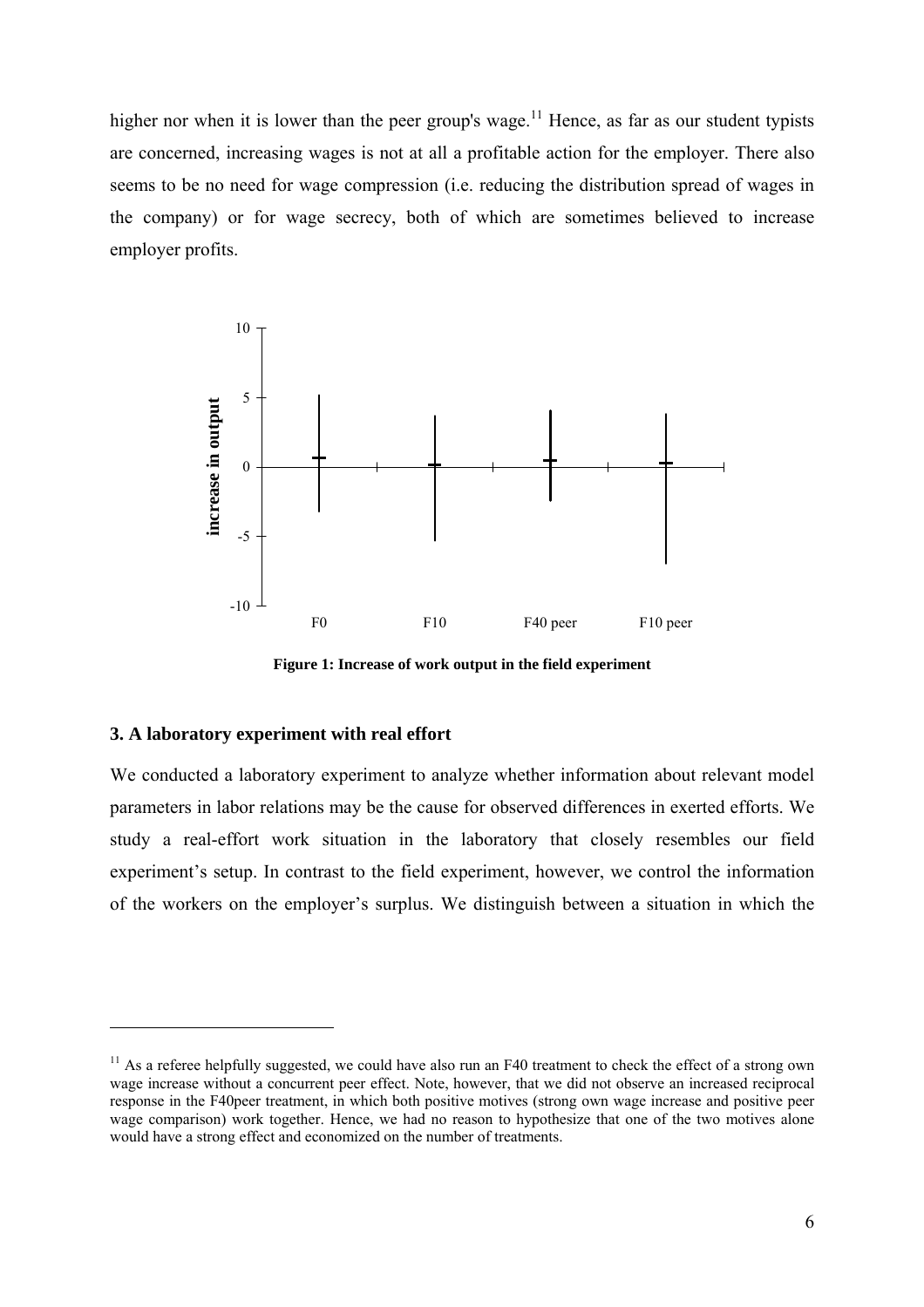higher nor when it is lower than the peer group's wage.[11] Hence, as far as our student typists are concerned, increasing wages is not at all a profitable action for the employer. There also seems to be no need for wage compression (i.e. reducing the distribution spread of wages in the company) or for wage secrecy, both of which are sometimes believed to increase employer profits.

increase in output

10

5

0

-5

-10

F0

F10

F40 peer

F10 peer

**Figure 1: Increase of work output in the field experiment**

### 3. A laboratory experiment with real effort

We conducted a laboratory experiment to analyze whether information about relevant model parameters in labor relations may be the cause for observed differences in exerted efforts. We study a real-effort work situation in the laboratory that closely resembles our field experiment's setup. In contrast to the field experiment, however, we control the information of the workers on the employer's surplus. We distinguish between a situation in which the

[11] As a referee helpfully suggested, we could have also run an F40 treatment to check the effect of a strong own wage increase without a concurrent peer effect. Note, however, that we did not observe an increased reciprocal response in the F40peer treatment, in which both positive motives (strong own wage increase and positive peer wage comparison) work together. Hence, we had no reason to hypothesize that one of the two motives alone would have a strong effect and economized on the number of treatments.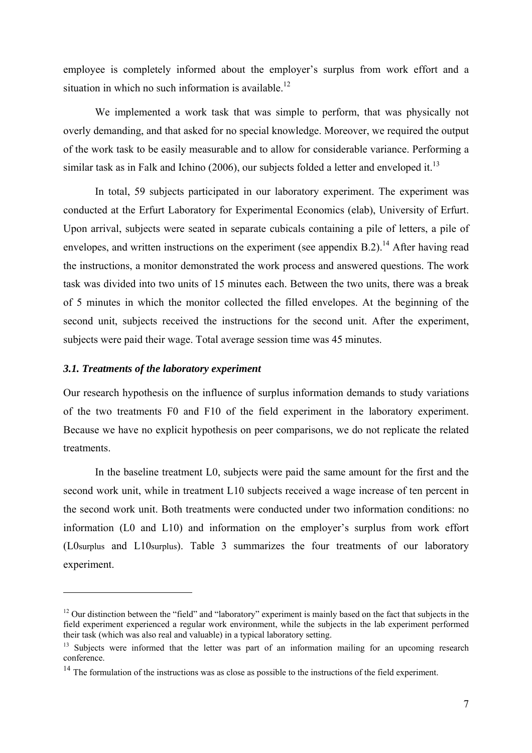employee is completely informed about the employer's surplus from work effort and a situation in which no such information is available.[12]

We implemented a work task that was simple to perform, that was physically not overly demanding, and that asked for no special knowledge. Moreover, we required the output of the work task to be easily measurable and to allow for considerable variance. Performing a similar task as in Falk and Ichino (2006), our subjects folded a letter and enveloped it.[13]

In total, 59 subjects participated in our laboratory experiment. The experiment was conducted at the Erfurt Laboratory for Experimental Economics (elab), University of Erfurt. Upon arrival, subjects were seated in separate cubicals containing a pile of letters, a pile of envelopes, and written instructions on the experiment (see appendix B.2).[14] After having read the instructions, a monitor demonstrated the work process and answered questions. The work task was divided into two units of 15 minutes each. Between the two units, there was a break of 5 minutes in which the monitor collected the filled envelopes. At the beginning of the second unit, subjects received the instructions for the second unit. After the experiment, subjects were paid their wage. Total average session time was 45 minutes.

### *3.1. Treatments of the laboratory experiment*

Our research hypothesis on the influence of surplus information demands to study variations of the two treatments F0 and F10 of the field experiment in the laboratory experiment. Because we have no explicit hypothesis on peer comparisons, we do not replicate the related treatments.

In the baseline treatment L0, subjects were paid the same amount for the first and the second work unit, while in treatment L10 subjects received a wage increase of ten percent in the second work unit. Both treatments were conducted under two information conditions: no information (L0 and L10) and information on the employer's surplus from work effort ($L0_{surplus}$ and $L10_{surplus}$). Table 3 summarizes the four treatments of our laboratory experiment.

---

[12] Our distinction between the "field" and "laboratory" experiment is mainly based on the fact that subjects in the field experiment experienced a regular work environment, while the subjects in the lab experiment performed their task (which was also real and valuable) in a typical laboratory setting.

[13] Subjects were informed that the letter was part of an information mailing for an upcoming research conference.

[14] The formulation of the instructions was as close as possible to the instructions of the field experiment.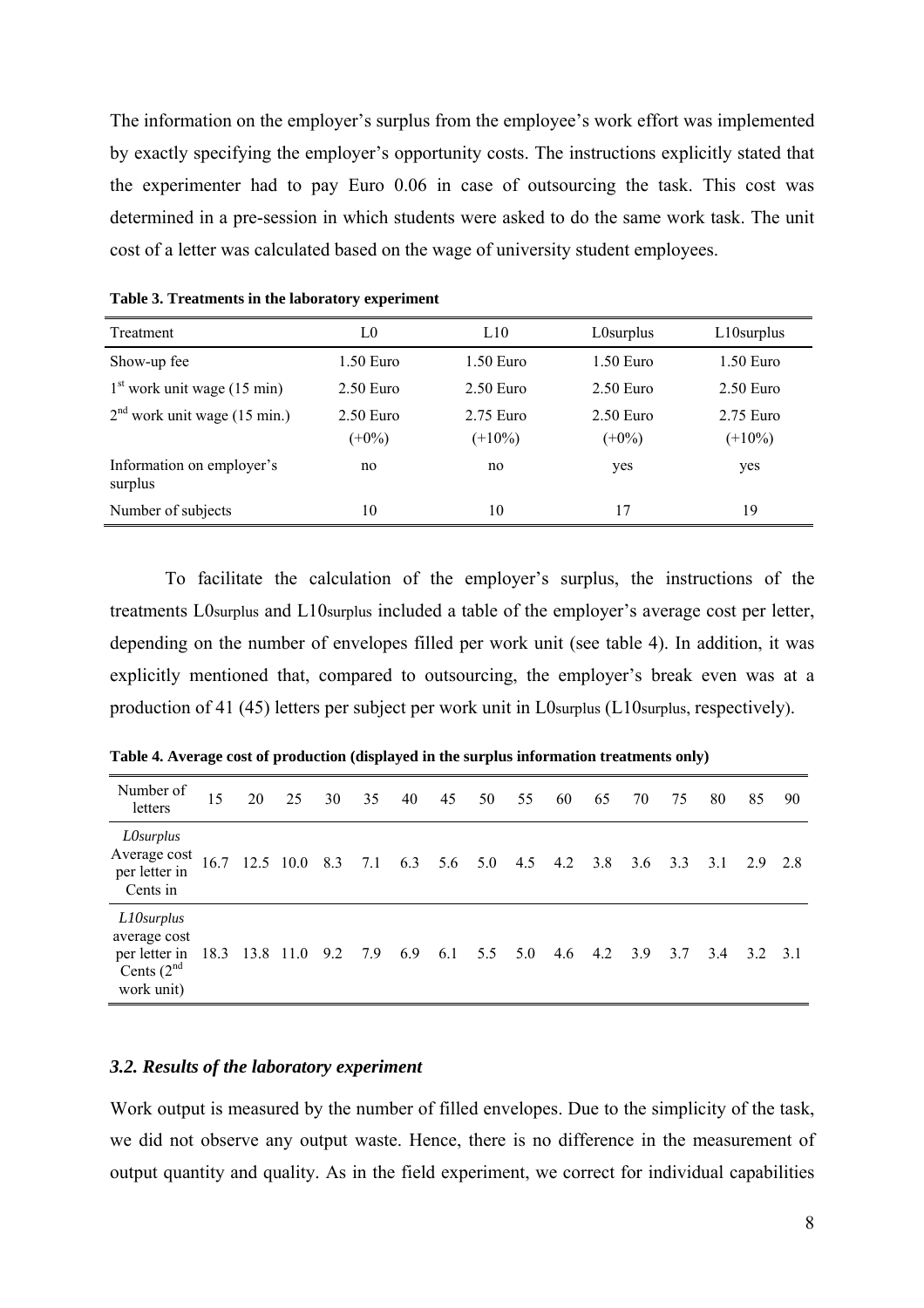The information on the employer's surplus from the employee's work effort was implemented by exactly specifying the employer's opportunity costs. The instructions explicitly stated that the experimenter had to pay Euro 0.06 in case of outsourcing the task. This cost was determined in a pre-session in which students were asked to do the same work task. The unit cost of a letter was calculated based on the wage of university student employees.

**Table 3. Treatments in the laboratory experiment**

| Treatment | L0 | L10 | L0surplus | L10surplus |
|---|---|---|---|---|
| Show-up fee | 1.50 Euro | 1.50 Euro | 1.50 Euro | 1.50 Euro |
| 1st work unit wage (15 min) | 2.50 Euro | 2.50 Euro | 2.50 Euro | 2.50 Euro |
| 2nd work unit wage (15 min.) | 2.50 Euro (+0%) | 2.75 Euro (+10%) | 2.50 Euro (+0%) | 2.75 Euro (+10%) |
| Information on employer's surplus | no | no | yes | yes |
| Number of subjects | 10 | 10 | 17 | 19 |

To facilitate the calculation of the employer's surplus, the instructions of the treatments L0surplus and L10surplus included a table of the employer's average cost per letter, depending on the number of envelopes filled per work unit (see table 4). In addition, it was explicitly mentioned that, compared to outsourcing, the employer's break even was at a production of 41 (45) letters per subject per work unit in L0surplus (L10surplus, respectively).

**Table 4. Average cost of production (displayed in the surplus information treatments only)**

| Number of letters | 15 | 20 | 25 | 30 | 35 | 40 | 45 | 50 | 55 | 60 | 65 | 70 | 75 | 80 | 85 | 90 |
|---|---|---|---|---|---|---|---|---|---|---|---|---|---|---|---|---|
| *L0surplus* Average cost per letter in Cents in | 16.7 | 12.5 | 10.0 | 8.3 | 7.1 | 6.3 | 5.6 | 5.0 | 4.5 | 4.2 | 3.8 | 3.6 | 3.3 | 3.1 | 2.9 | 2.8 |
| *L10surplus* average cost per letter in Cents (2nd work unit) | 18.3 | 13.8 | 11.0 | 9.2 | 7.9 | 6.9 | 6.1 | 5.5 | 5.0 | 4.6 | 4.2 | 3.9 | 3.7 | 3.4 | 3.2 | 3.1 |

### *3.2. Results of the laboratory experiment*

Work output is measured by the number of filled envelopes. Due to the simplicity of the task, we did not observe any output waste. Hence, there is no difference in the measurement of output quantity and quality. As in the field experiment, we correct for individual capabilities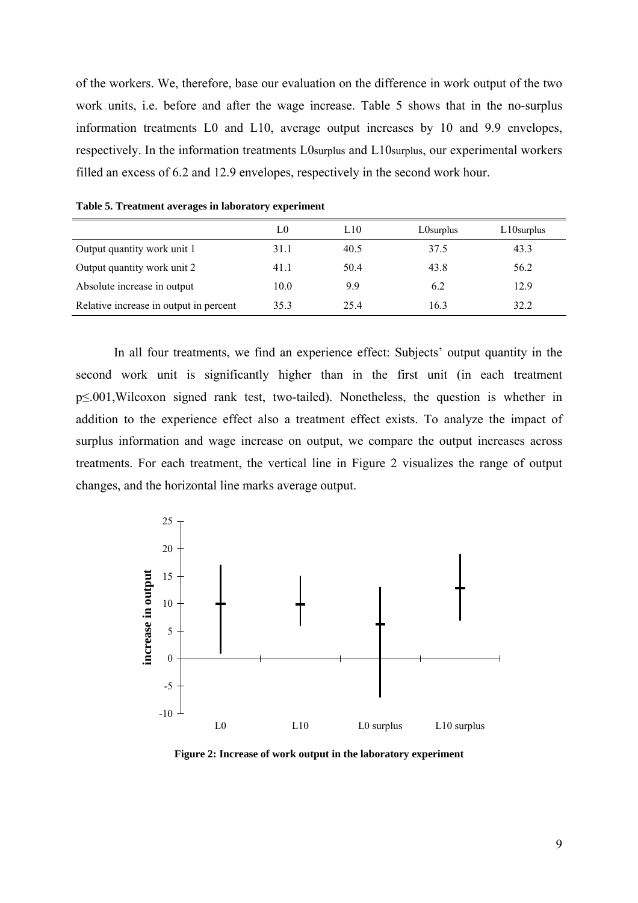of the workers. We, therefore, base our evaluation on the difference in work output of the two work units, i.e. before and after the wage increase. Table 5 shows that in the no-surplus information treatments L0 and L10, average output increases by 10 and 9.9 envelopes, respectively. In the information treatments L0surplus and L10surplus, our experimental workers filled an excess of 6.2 and 12.9 envelopes, respectively in the second work hour.

**Table 5. Treatment averages in laboratory experiment**

| | L0 | L10 | L0surplus | L10surplus |
|---|---|---|---|---|
| Output quantity work unit 1 | 31.1 | 40.5 | 37.5 | 43.3 |
| Output quantity work unit 2 | 41.1 | 50.4 | 43.8 | 56.2 |
| Absolute increase in output | 10.0 | 9.9 | 6.2 | 12.9 |
| Relative increase in output in percent | 35.3 | 25.4 | 16.3 | 32.2 |

In all four treatments, we find an experience effect: Subjects' output quantity in the second work unit is significantly higher than in the first unit (in each treatment $p \leq .001$, Wilcoxon signed rank test, two-tailed). Nonetheless, the question is whether in addition to the experience effect also a treatment effect exists. To analyze the impact of surplus information and wage increase on output, we compare the output increases across treatments. For each treatment, the vertical line in Figure 2 visualizes the range of output changes, and the horizontal line marks average output.

**Figure 2: Increase of work output in the laboratory experiment**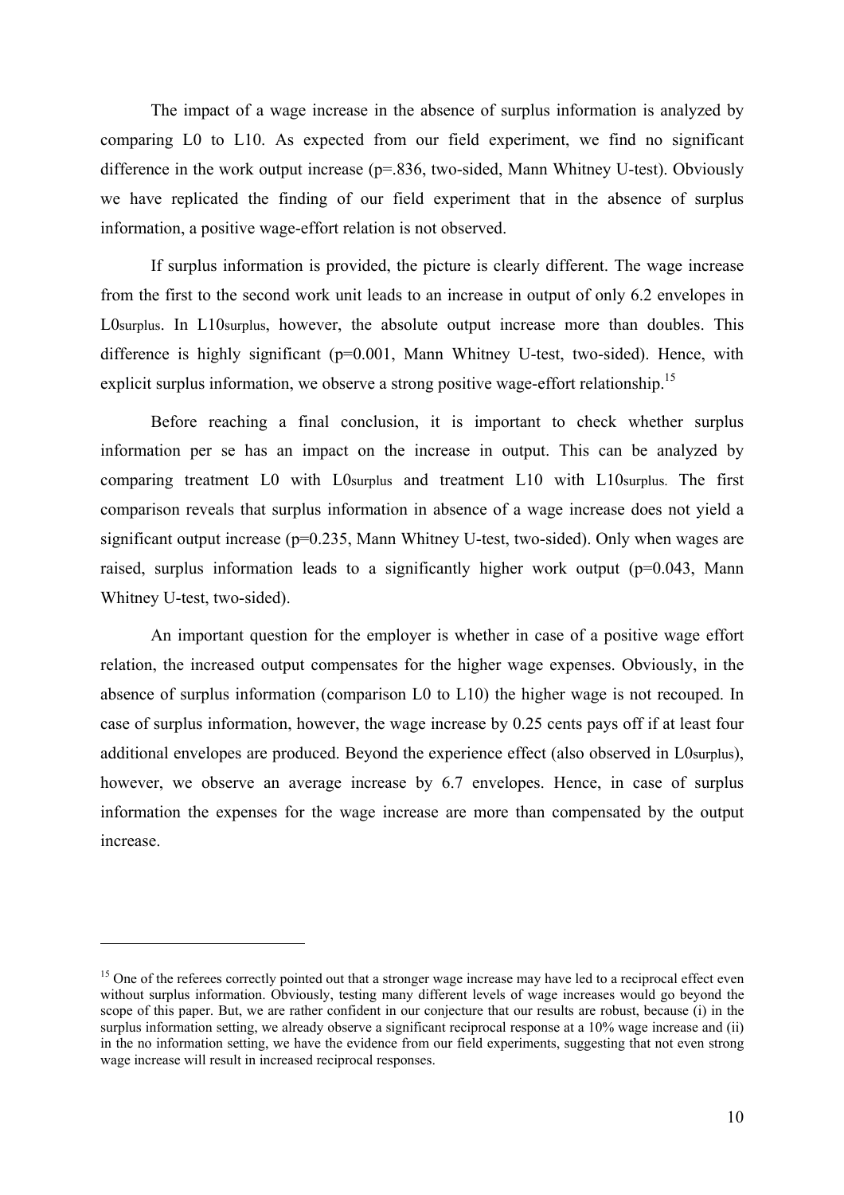The impact of a wage increase in the absence of surplus information is analyzed by comparing L0 to L10. As expected from our field experiment, we find no significant difference in the work output increase (p=.836, two-sided, Mann Whitney U-test). Obviously we have replicated the finding of our field experiment that in the absence of surplus information, a positive wage-effort relation is not observed.

If surplus information is provided, the picture is clearly different. The wage increase from the first to the second work unit leads to an increase in output of only 6.2 envelopes in $L0_{surplus}$. In $L10_{surplus}$, however, the absolute output increase more than doubles. This difference is highly significant (p=0.001, Mann Whitney U-test, two-sided). Hence, with explicit surplus information, we observe a strong positive wage-effort relationship.[15]

Before reaching a final conclusion, it is important to check whether surplus information per se has an impact on the increase in output. This can be analyzed by comparing treatment L0 with $L0_{surplus}$ and treatment L10 with $L10_{surplus}$. The first comparison reveals that surplus information in absence of a wage increase does not yield a significant output increase (p=0.235, Mann Whitney U-test, two-sided). Only when wages are raised, surplus information leads to a significantly higher work output (p=0.043, Mann Whitney U-test, two-sided).

An important question for the employer is whether in case of a positive wage effort relation, the increased output compensates for the higher wage expenses. Obviously, in the absence of surplus information (comparison L0 to L10) the higher wage is not recouped. In case of surplus information, however, the wage increase by 0.25 cents pays off if at least four additional envelopes are produced. Beyond the experience effect (also observed in $L0_{surplus}$), however, we observe an average increase by 6.7 envelopes. Hence, in case of surplus information the expenses for the wage increase are more than compensated by the output increase.

[15] One of the referees correctly pointed out that a stronger wage increase may have led to a reciprocal effect even without surplus information. Obviously, testing many different levels of wage increases would go beyond the scope of this paper. But, we are rather confident in our conjecture that our results are robust, because (i) in the surplus information setting, we already observe a significant reciprocal response at a 10% wage increase and (ii) in the no information setting, we have the evidence from our field experiments, suggesting that not even strong wage increase will result in increased reciprocal responses.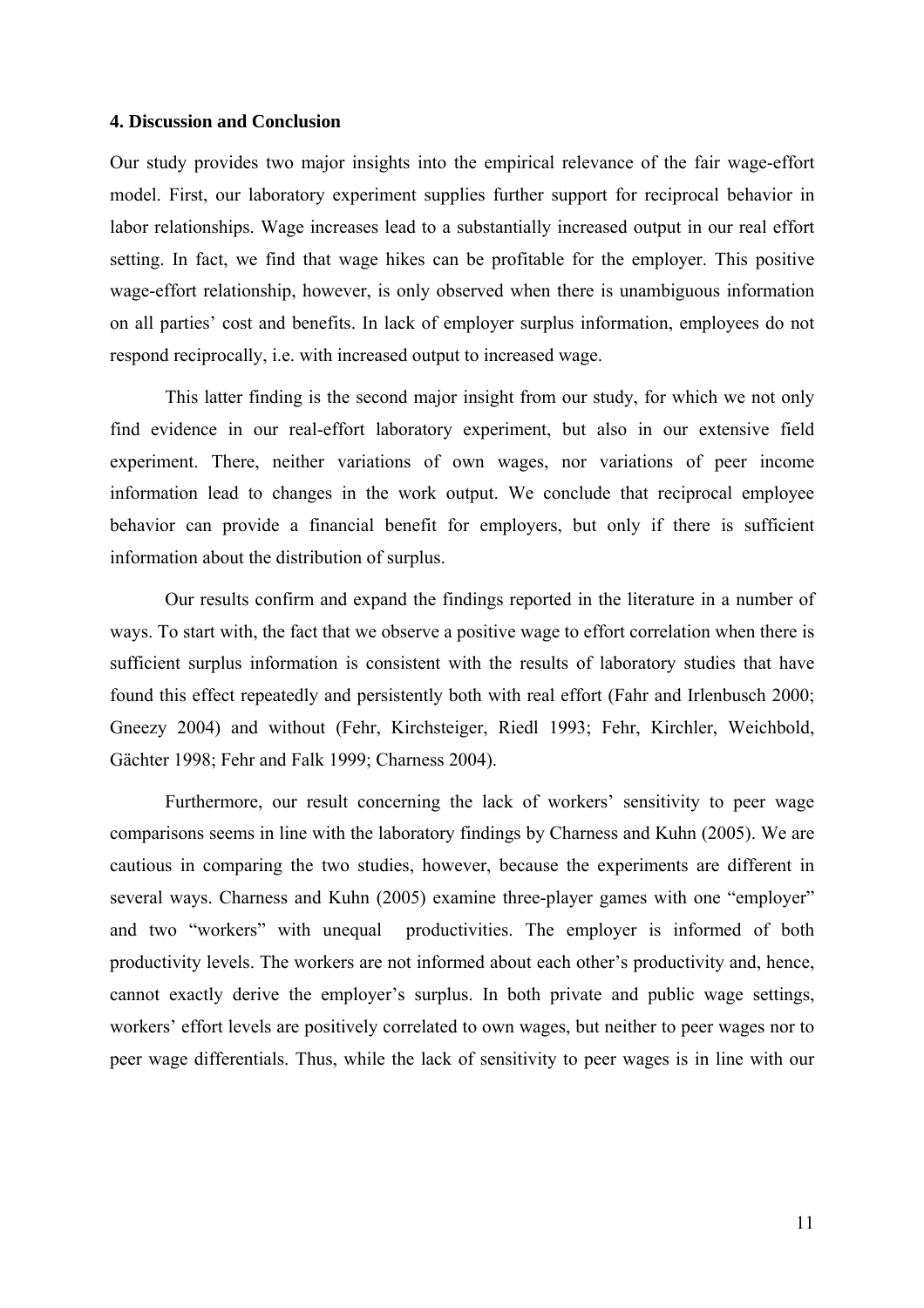### 4. Discussion and Conclusion

Our study provides two major insights into the empirical relevance of the fair wage-effort model. First, our laboratory experiment supplies further support for reciprocal behavior in labor relationships. Wage increases lead to a substantially increased output in our real effort setting. In fact, we find that wage hikes can be profitable for the employer. This positive wage-effort relationship, however, is only observed when there is unambiguous information on all parties' cost and benefits. In lack of employer surplus information, employees do not respond reciprocally, i.e. with increased output to increased wage.

This latter finding is the second major insight from our study, for which we not only find evidence in our real-effort laboratory experiment, but also in our extensive field experiment. There, neither variations of own wages, nor variations of peer income information lead to changes in the work output. We conclude that reciprocal employee behavior can provide a financial benefit for employers, but only if there is sufficient information about the distribution of surplus.

Our results confirm and expand the findings reported in the literature in a number of ways. To start with, the fact that we observe a positive wage to effort correlation when there is sufficient surplus information is consistent with the results of laboratory studies that have found this effect repeatedly and persistently both with real effort (Fahr and Irlenbusch 2000; Gneezy 2004) and without (Fehr, Kirchsteiger, Riedl 1993; Fehr, Kirchler, Weichbold, Gächter 1998; Fehr and Falk 1999; Charness 2004).

Furthermore, our result concerning the lack of workers' sensitivity to peer wage comparisons seems in line with the laboratory findings by Charness and Kuhn (2005). We are cautious in comparing the two studies, however, because the experiments are different in several ways. Charness and Kuhn (2005) examine three-player games with one "employer" and two "workers" with unequal productivities. The employer is informed of both productivity levels. The workers are not informed about each other's productivity and, hence, cannot exactly derive the employer's surplus. In both private and public wage settings, workers' effort levels are positively correlated to own wages, but neither to peer wages nor to peer wage differentials. Thus, while the lack of sensitivity to peer wages is in line with our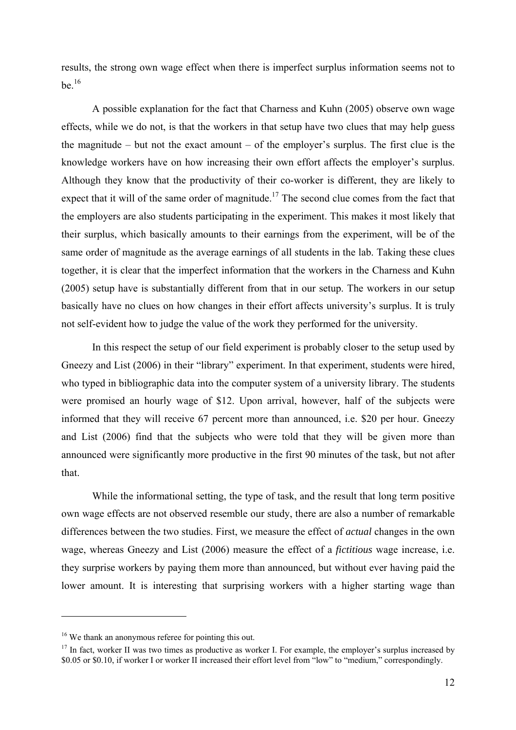results, the strong own wage effect when there is imperfect surplus information seems not to be.[16]

A possible explanation for the fact that Charness and Kuhn (2005) observe own wage effects, while we do not, is that the workers in that setup have two clues that may help guess the magnitude – but not the exact amount – of the employer's surplus. The first clue is the knowledge workers have on how increasing their own effort affects the employer's surplus. Although they know that the productivity of their co-worker is different, they are likely to expect that it will of the same order of magnitude.[17] The second clue comes from the fact that the employers are also students participating in the experiment. This makes it most likely that their surplus, which basically amounts to their earnings from the experiment, will be of the same order of magnitude as the average earnings of all students in the lab. Taking these clues together, it is clear that the imperfect information that the workers in the Charness and Kuhn (2005) setup have is substantially different from that in our setup. The workers in our setup basically have no clues on how changes in their effort affects university's surplus. It is truly not self-evident how to judge the value of the work they performed for the university.

In this respect the setup of our field experiment is probably closer to the setup used by Gneezy and List (2006) in their "library" experiment. In that experiment, students were hired, who typed in bibliographic data into the computer system of a university library. The students were promised an hourly wage of $12. Upon arrival, however, half of the subjects were informed that they will receive 67 percent more than announced, i.e. $20 per hour. Gneezy and List (2006) find that the subjects who were told that they will be given more than announced were significantly more productive in the first 90 minutes of the task, but not after that.

While the informational setting, the type of task, and the result that long term positive own wage effects are not observed resemble our study, there are also a number of remarkable differences between the two studies. First, we measure the effect of *actual* changes in the own wage, whereas Gneezy and List (2006) measure the effect of a *fictitious* wage increase, i.e. they surprise workers by paying them more than announced, but without ever having paid the lower amount. It is interesting that surprising workers with a higher starting wage than

[16] We thank an anonymous referee for pointing this out.

[17] In fact, worker II was two times as productive as worker I. For example, the employer's surplus increased by $0.05 or $0.10, if worker I or worker II increased their effort level from "low" to "medium," correspondingly.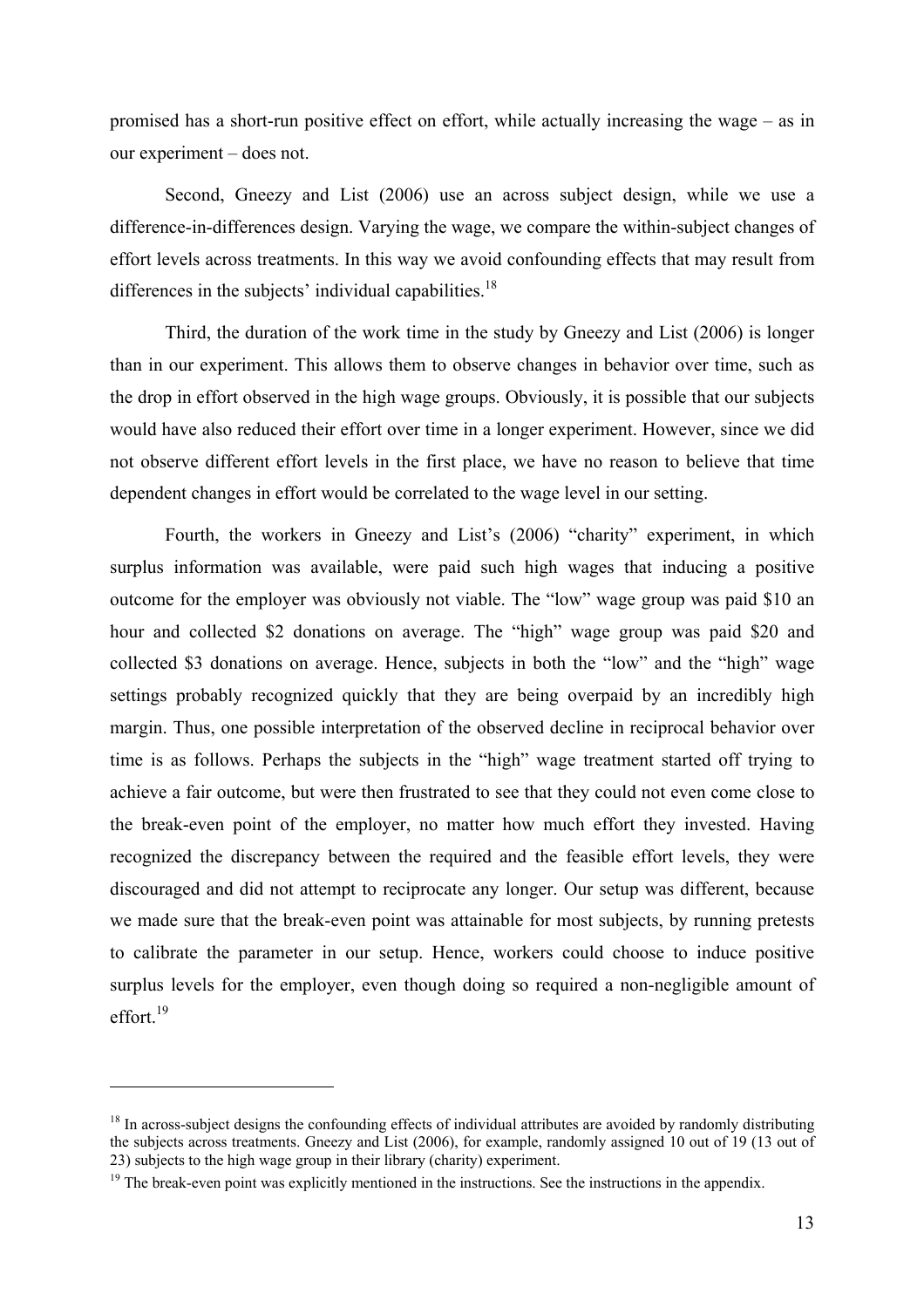promised has a short-run positive effect on effort, while actually increasing the wage – as in our experiment – does not.

Second, Gneezy and List (2006) use an across subject design, while we use a difference-in-differences design. Varying the wage, we compare the within-subject changes of effort levels across treatments. In this way we avoid confounding effects that may result from differences in the subjects' individual capabilities.[18]

Third, the duration of the work time in the study by Gneezy and List (2006) is longer than in our experiment. This allows them to observe changes in behavior over time, such as the drop in effort observed in the high wage groups. Obviously, it is possible that our subjects would have also reduced their effort over time in a longer experiment. However, since we did not observe different effort levels in the first place, we have no reason to believe that time dependent changes in effort would be correlated to the wage level in our setting.

Fourth, the workers in Gneezy and List's (2006) "charity" experiment, in which surplus information was available, were paid such high wages that inducing a positive outcome for the employer was obviously not viable. The "low" wage group was paid \$10 an hour and collected \$2 donations on average. The "high" wage group was paid \$20 and collected \$3 donations on average. Hence, subjects in both the "low" and the "high" wage settings probably recognized quickly that they are being overpaid by an incredibly high margin. Thus, one possible interpretation of the observed decline in reciprocal behavior over time is as follows. Perhaps the subjects in the "high" wage treatment started off trying to achieve a fair outcome, but were then frustrated to see that they could not even come close to the break-even point of the employer, no matter how much effort they invested. Having recognized the discrepancy between the required and the feasible effort levels, they were discouraged and did not attempt to reciprocate any longer. Our setup was different, because we made sure that the break-even point was attainable for most subjects, by running pretests to calibrate the parameter in our setup. Hence, workers could choose to induce positive surplus levels for the employer, even though doing so required a non-negligible amount of effort.[19]

---

[18] In across-subject designs the confounding effects of individual attributes are avoided by randomly distributing the subjects across treatments. Gneezy and List (2006), for example, randomly assigned 10 out of 19 (13 out of 23) subjects to the high wage group in their library (charity) experiment.

[19] The break-even point was explicitly mentioned in the instructions. See the instructions in the appendix.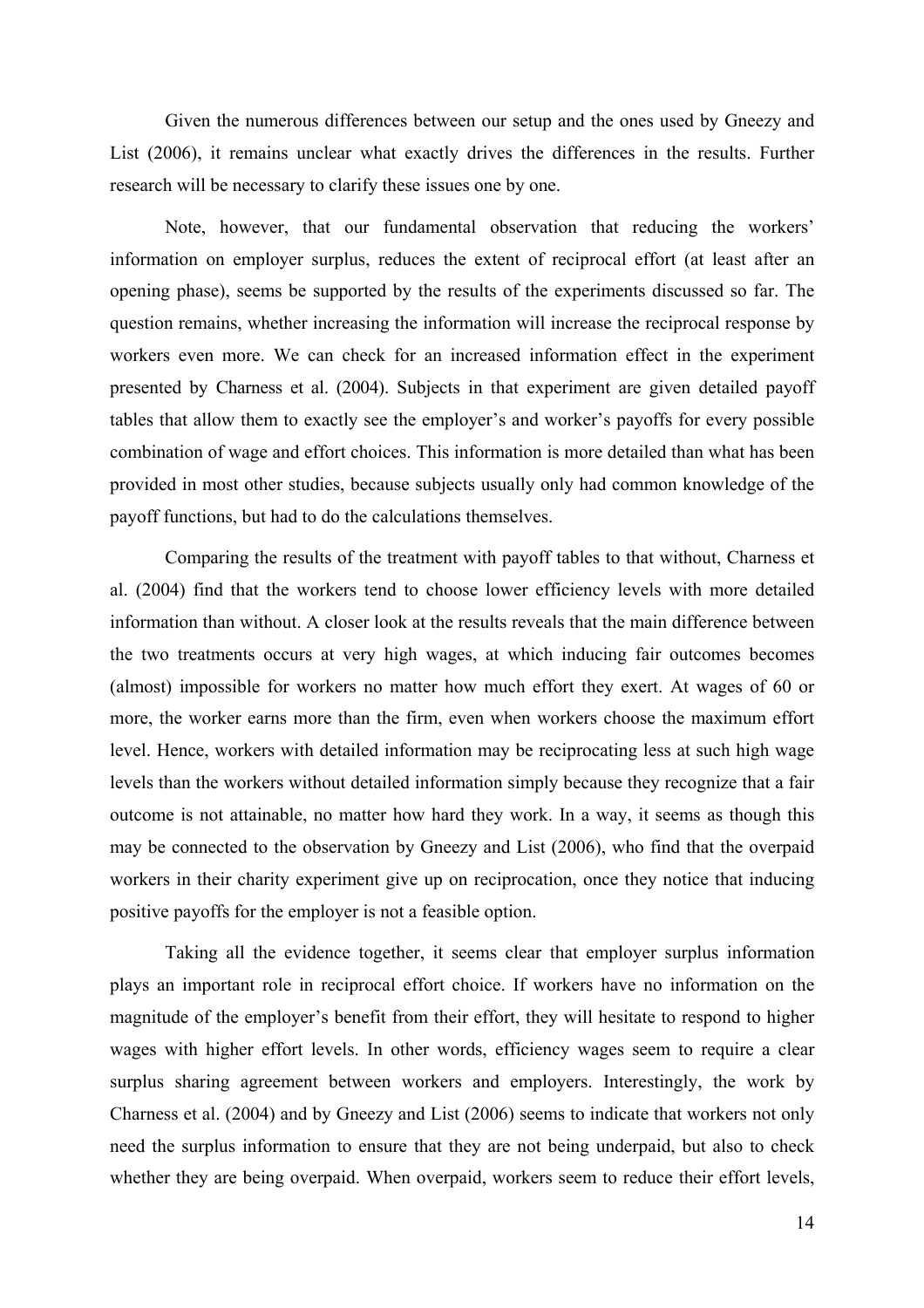Given the numerous differences between our setup and the ones used by Gneezy and List (2006), it remains unclear what exactly drives the differences in the results. Further research will be necessary to clarify these issues one by one.

Note, however, that our fundamental observation that reducing the workers' information on employer surplus, reduces the extent of reciprocal effort (at least after an opening phase), seems be supported by the results of the experiments discussed so far. The question remains, whether increasing the information will increase the reciprocal response by workers even more. We can check for an increased information effect in the experiment presented by Charness et al. (2004). Subjects in that experiment are given detailed payoff tables that allow them to exactly see the employer's and worker's payoffs for every possible combination of wage and effort choices. This information is more detailed than what has been provided in most other studies, because subjects usually only had common knowledge of the payoff functions, but had to do the calculations themselves.

Comparing the results of the treatment with payoff tables to that without, Charness et al. (2004) find that the workers tend to choose lower efficiency levels with more detailed information than without. A closer look at the results reveals that the main difference between the two treatments occurs at very high wages, at which inducing fair outcomes becomes (almost) impossible for workers no matter how much effort they exert. At wages of 60 or more, the worker earns more than the firm, even when workers choose the maximum effort level. Hence, workers with detailed information may be reciprocating less at such high wage levels than the workers without detailed information simply because they recognize that a fair outcome is not attainable, no matter how hard they work. In a way, it seems as though this may be connected to the observation by Gneezy and List (2006), who find that the overpaid workers in their charity experiment give up on reciprocation, once they notice that inducing positive payoffs for the employer is not a feasible option.

Taking all the evidence together, it seems clear that employer surplus information plays an important role in reciprocal effort choice. If workers have no information on the magnitude of the employer's benefit from their effort, they will hesitate to respond to higher wages with higher effort levels. In other words, efficiency wages seem to require a clear surplus sharing agreement between workers and employers. Interestingly, the work by Charness et al. (2004) and by Gneezy and List (2006) seems to indicate that workers not only need the surplus information to ensure that they are not being underpaid, but also to check whether they are being overpaid. When overpaid, workers seem to reduce their effort levels,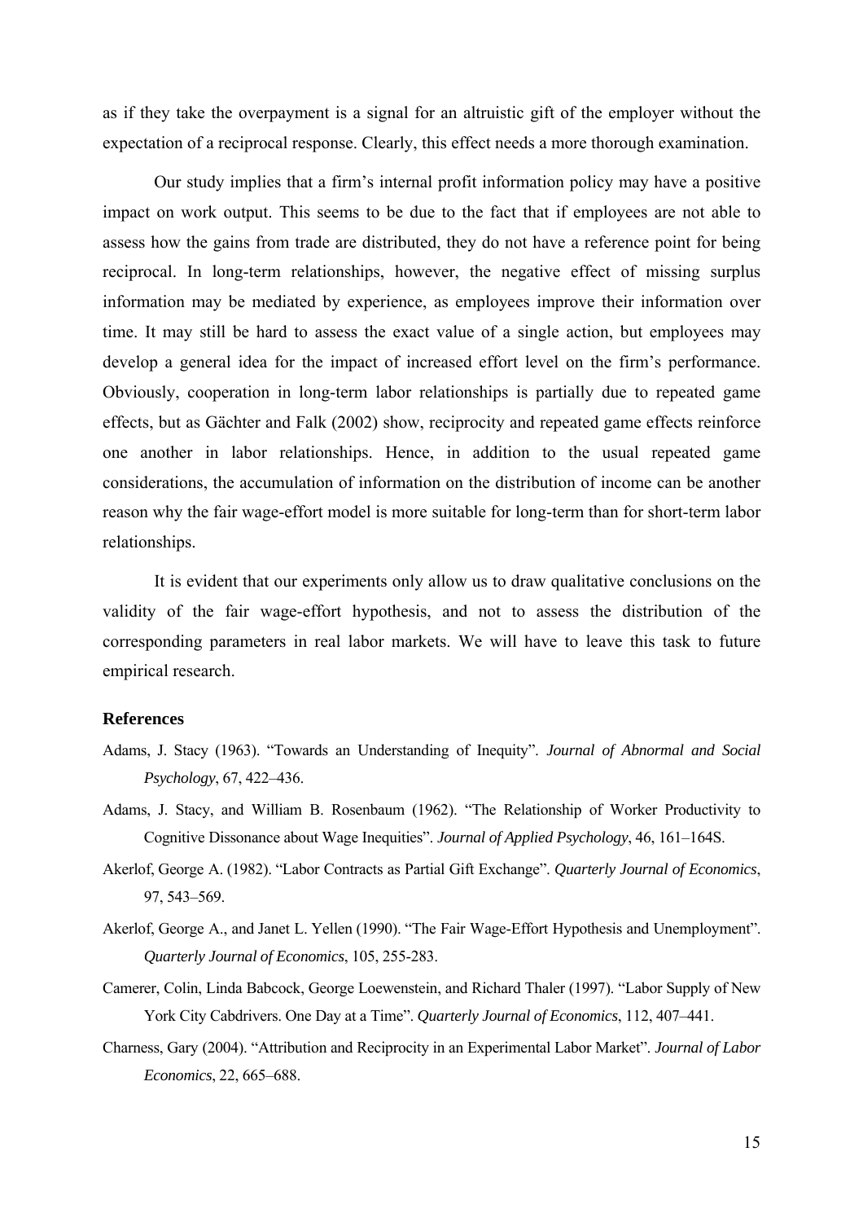as if they take the overpayment is a signal for an altruistic gift of the employer without the expectation of a reciprocal response. Clearly, this effect needs a more thorough examination.

Our study implies that a firm's internal profit information policy may have a positive impact on work output. This seems to be due to the fact that if employees are not able to assess how the gains from trade are distributed, they do not have a reference point for being reciprocal. In long-term relationships, however, the negative effect of missing surplus information may be mediated by experience, as employees improve their information over time. It may still be hard to assess the exact value of a single action, but employees may develop a general idea for the impact of increased effort level on the firm's performance. Obviously, cooperation in long-term labor relationships is partially due to repeated game effects, but as Gächter and Falk (2002) show, reciprocity and repeated game effects reinforce one another in labor relationships. Hence, in addition to the usual repeated game considerations, the accumulation of information on the distribution of income can be another reason why the fair wage-effort model is more suitable for long-term than for short-term labor relationships.

It is evident that our experiments only allow us to draw qualitative conclusions on the validity of the fair wage-effort hypothesis, and not to assess the distribution of the corresponding parameters in real labor markets. We will have to leave this task to future empirical research.

## References

Adams, J. Stacy (1963). "Towards an Understanding of Inequity". *Journal of Abnormal and Social Psychology*, 67, 422–436.

Adams, J. Stacy, and William B. Rosenbaum (1962). "The Relationship of Worker Productivity to Cognitive Dissonance about Wage Inequities". *Journal of Applied Psychology*, 46, 161–164S.

Akerlof, George A. (1982). "Labor Contracts as Partial Gift Exchange". *Quarterly Journal of Economics*, 97, 543–569.

Akerlof, George A., and Janet L. Yellen (1990). "The Fair Wage-Effort Hypothesis and Unemployment". *Quarterly Journal of Economics*, 105, 255-283.

Camerer, Colin, Linda Babcock, George Loewenstein, and Richard Thaler (1997). "Labor Supply of New York City Cabdrivers. One Day at a Time". *Quarterly Journal of Economics*, 112, 407–441.

Charness, Gary (2004). "Attribution and Reciprocity in an Experimental Labor Market". *Journal of Labor Economics*, 22, 665–688.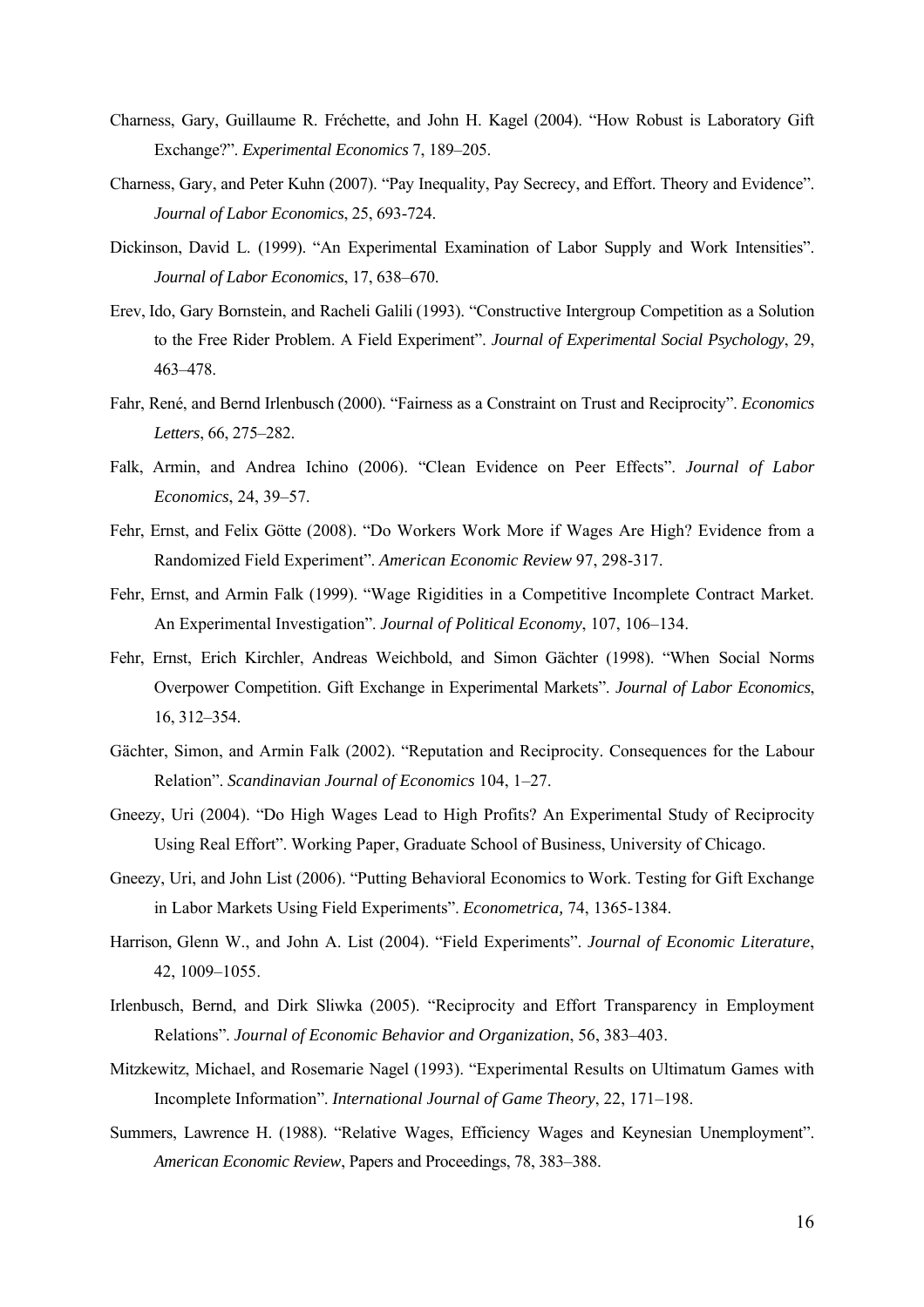Charness, Gary, Guillaume R. Fréchette, and John H. Kagel (2004). "How Robust is Laboratory Gift Exchange?". *Experimental Economics* 7, 189–205.

Charness, Gary, and Peter Kuhn (2007). "Pay Inequality, Pay Secrecy, and Effort. Theory and Evidence". *Journal of Labor Economics*, 25, 693-724.

Dickinson, David L. (1999). "An Experimental Examination of Labor Supply and Work Intensities". *Journal of Labor Economics*, 17, 638–670.

Erev, Ido, Gary Bornstein, and Racheli Galili (1993). "Constructive Intergroup Competition as a Solution to the Free Rider Problem. A Field Experiment". *Journal of Experimental Social Psychology*, 29, 463–478.

Fahr, René, and Bernd Irlenbusch (2000). "Fairness as a Constraint on Trust and Reciprocity". *Economics Letters*, 66, 275–282.

Falk, Armin, and Andrea Ichino (2006). "Clean Evidence on Peer Effects". *Journal of Labor Economics*, 24, 39–57.

Fehr, Ernst, and Felix Götte (2008). "Do Workers Work More if Wages Are High? Evidence from a Randomized Field Experiment". *American Economic Review* 97, 298-317.

Fehr, Ernst, and Armin Falk (1999). "Wage Rigidities in a Competitive Incomplete Contract Market. An Experimental Investigation". *Journal of Political Economy*, 107, 106–134.

Fehr, Ernst, Erich Kirchler, Andreas Weichbold, and Simon Gächter (1998). "When Social Norms Overpower Competition. Gift Exchange in Experimental Markets". *Journal of Labor Economics*, 16, 312–354.

Gächter, Simon, and Armin Falk (2002). "Reputation and Reciprocity. Consequences for the Labour Relation". *Scandinavian Journal of Economics* 104, 1–27.

Gneezy, Uri (2004). "Do High Wages Lead to High Profits? An Experimental Study of Reciprocity Using Real Effort". Working Paper, Graduate School of Business, University of Chicago.

Gneezy, Uri, and John List (2006). "Putting Behavioral Economics to Work. Testing for Gift Exchange in Labor Markets Using Field Experiments". *Econometrica,* 74, 1365-1384.

Harrison, Glenn W., and John A. List (2004). "Field Experiments". *Journal of Economic Literature*, 42, 1009–1055.

Irlenbusch, Bernd, and Dirk Sliwka (2005). "Reciprocity and Effort Transparency in Employment Relations". *Journal of Economic Behavior and Organization*, 56, 383–403.

Mitzkewitz, Michael, and Rosemarie Nagel (1993). "Experimental Results on Ultimatum Games with Incomplete Information". *International Journal of Game Theory*, 22, 171–198.

Summers, Lawrence H. (1988). "Relative Wages, Efficiency Wages and Keynesian Unemployment". *American Economic Review*, Papers and Proceedings, 78, 383–388.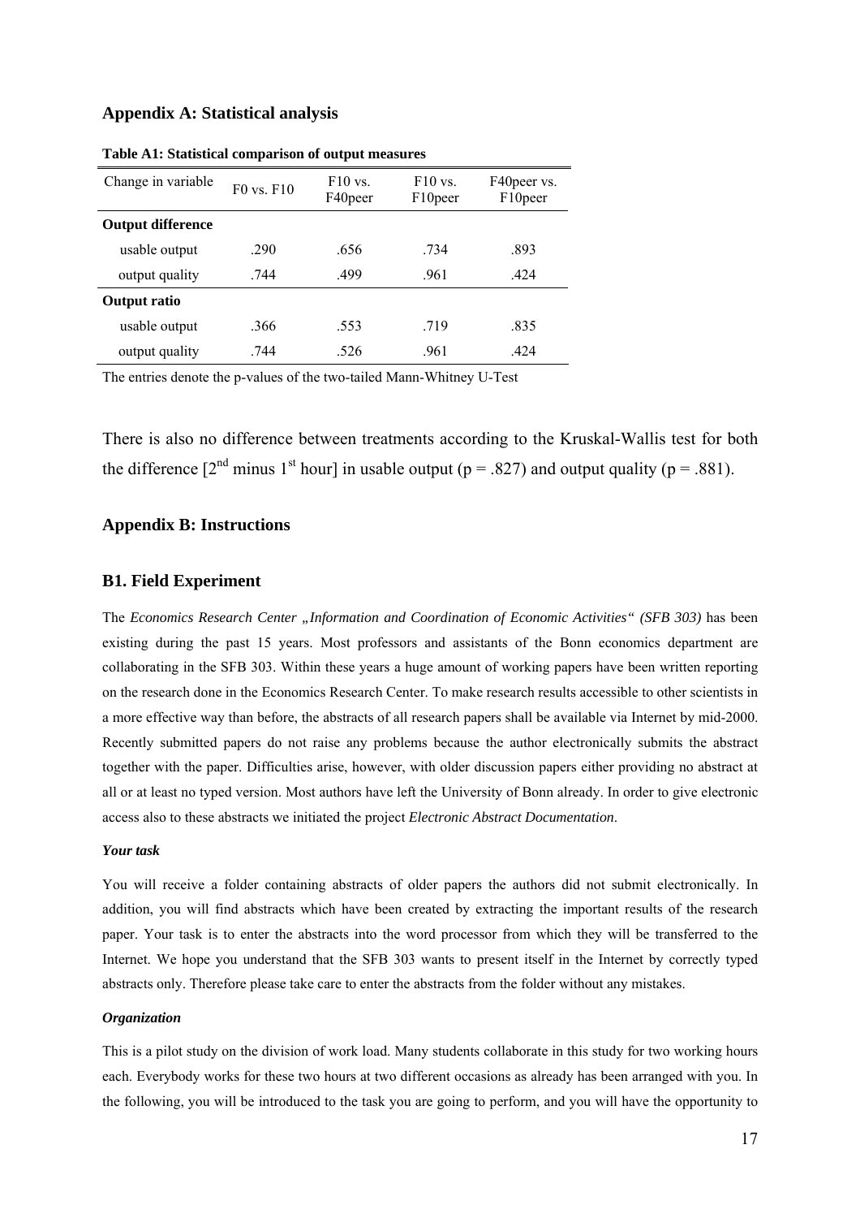## Appendix A: Statistical analysis

**Table A1: Statistical comparison of output measures**

| Change in variable | F0 vs. F10 | F10 vs. F40peer | F10 vs. F10peer | F40peer vs. F10peer |
|---|---|---|---|---|
| **Output difference** | | | | |
| usable output | .290 | .656 | .734 | .893 |
| output quality | .744 | .499 | .961 | .424 |
| **Output ratio** | | | | |
| usable output | .366 | .553 | .719 | .835 |
| output quality | .744 | .526 | .961 | .424 |

The entries denote the p-values of the two-tailed Mann-Whitney U-Test

There is also no difference between treatments according to the Kruskal-Wallis test for both the difference [$2^{nd}$ minus $1^{st}$ hour] in usable output ($p = .827$) and output quality ($p = .881$).

## Appendix B: Instructions

### B1. Field Experiment

The *Economics Research Center „Information and Coordination of Economic Activities" (SFB 303)* has been existing during the past 15 years. Most professors and assistants of the Bonn economics department are collaborating in the SFB 303. Within these years a huge amount of working papers have been written reporting on the research done in the Economics Research Center. To make research results accessible to other scientists in a more effective way than before, the abstracts of all research papers shall be available via Internet by mid-2000. Recently submitted papers do not raise any problems because the author electronically submits the abstract together with the paper. Difficulties arise, however, with older discussion papers either providing no abstract at all or at least no typed version. Most authors have left the University of Bonn already. In order to give electronic access also to these abstracts we initiated the project *Electronic Abstract Documentation*.

***Your task***

You will receive a folder containing abstracts of older papers the authors did not submit electronically. In addition, you will find abstracts which have been created by extracting the important results of the research paper. Your task is to enter the abstracts into the word processor from which they will be transferred to the Internet. We hope you understand that the SFB 303 wants to present itself in the Internet by correctly typed abstracts only. Therefore please take care to enter the abstracts from the folder without any mistakes.

***Organization***

This is a pilot study on the division of work load. Many students collaborate in this study for two working hours each. Everybody works for these two hours at two different occasions as already has been arranged with you. In the following, you will be introduced to the task you are going to perform, and you will have the opportunity to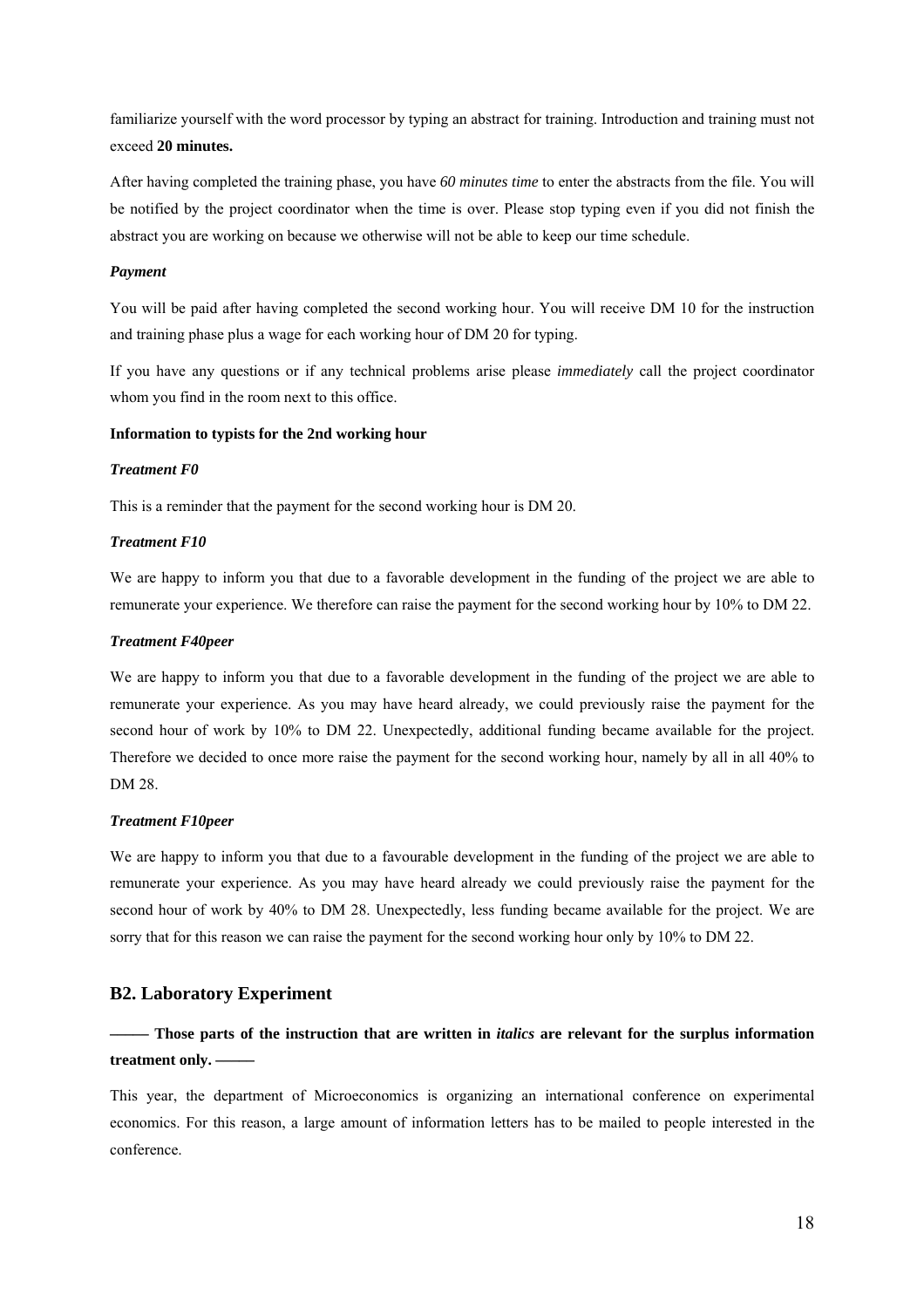familiarize yourself with the word processor by typing an abstract for training. Introduction and training must not exceed **20 minutes.**

After having completed the training phase, you have *60 minutes time* to enter the abstracts from the file. You will be notified by the project coordinator when the time is over. Please stop typing even if you did not finish the abstract you are working on because we otherwise will not be able to keep our time schedule.

***Payment***

You will be paid after having completed the second working hour. You will receive DM 10 for the instruction and training phase plus a wage for each working hour of DM 20 for typing.

If you have any questions or if any technical problems arise please *immediately* call the project coordinator whom you find in the room next to this office.

**Information to typists for the 2nd working hour**

***Treatment F0***

This is a reminder that the payment for the second working hour is DM 20.

***Treatment F10***

We are happy to inform you that due to a favorable development in the funding of the project we are able to remunerate your experience. We therefore can raise the payment for the second working hour by 10% to DM 22.

***Treatment F40peer***

We are happy to inform you that due to a favorable development in the funding of the project we are able to remunerate your experience. As you may have heard already, we could previously raise the payment for the second hour of work by 10% to DM 22. Unexpectedly, additional funding became available for the project. Therefore we decided to once more raise the payment for the second working hour, namely by all in all 40% to DM 28.

***Treatment F10peer***

We are happy to inform you that due to a favourable development in the funding of the project we are able to remunerate your experience. As you may have heard already we could previously raise the payment for the second hour of work by 40% to DM 28. Unexpectedly, less funding became available for the project. We are sorry that for this reason we can raise the payment for the second working hour only by 10% to DM 22.

## B2. Laboratory Experiment

**——— Those parts of the instruction that are written in *italics* are relevant for the surplus information treatment only. ———**

This year, the department of Microeconomics is organizing an international conference on experimental economics. For this reason, a large amount of information letters has to be mailed to people interested in the conference.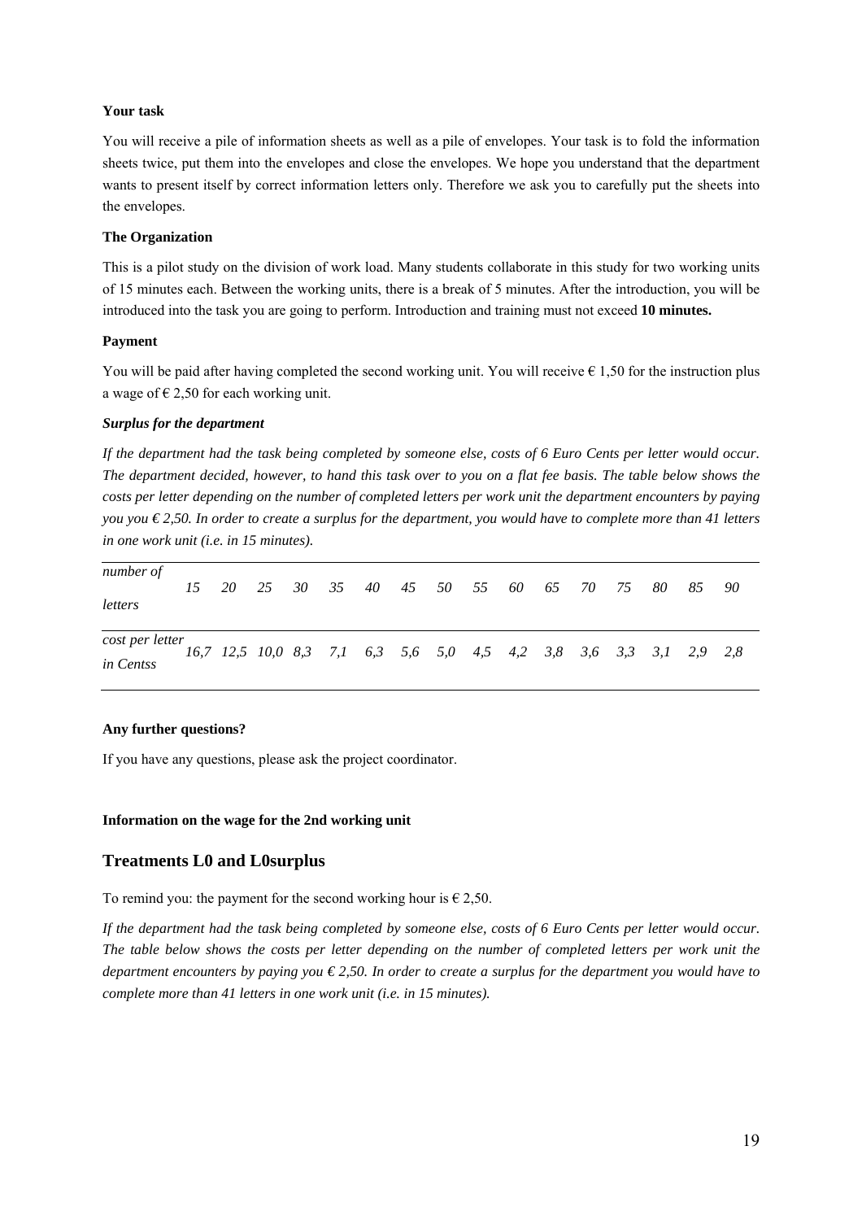**Your task**

You will receive a pile of information sheets as well as a pile of envelopes. Your task is to fold the information sheets twice, put them into the envelopes and close the envelopes. We hope you understand that the department wants to present itself by correct information letters only. Therefore we ask you to carefully put the sheets into the envelopes.

**The Organization**

This is a pilot study on the division of work load. Many students collaborate in this study for two working units of 15 minutes each. Between the working units, there is a break of 5 minutes. After the introduction, you will be introduced into the task you are going to perform. Introduction and training must not exceed **10 minutes.**

**Payment**

You will be paid after having completed the second working unit. You will receive € 1,50 for the instruction plus a wage of € 2,50 for each working unit.

***Surplus for the department***

*If the department had the task being completed by someone else, costs of 6 Euro Cents per letter would occur. The department decided, however, to hand this task over to you on a flat fee basis. The table below shows the costs per letter depending on the number of completed letters per work unit the department encounters by paying you you € 2,50. In order to create a surplus for the department, you would have to complete more than 41 letters in one work unit (i.e. in 15 minutes).*

| *number of letters* | *15* | *20* | *25* | *30* | *35* | *40* | *45* | *50* | *55* | *60* | *65* | *70* | *75* | *80* | *85* | *90* |
|---|---|---|---|---|---|---|---|---|---|---|---|---|---|---|---|---|
| *cost per letter in Centss* | *16,7* | *12,5* | *10,0* | *8,3* | *7,1* | *6,3* | *5,6* | *5,0* | *4,5* | *4,2* | *3,8* | *3,6* | *3,3* | *3,1* | *2,9* | *2,8* |

**Any further questions?**

If you have any questions, please ask the project coordinator.

**Information on the wage for the 2nd working unit**

## Treatments L0 and L0surplus

To remind you: the payment for the second working hour is € 2,50.

*If the department had the task being completed by someone else, costs of 6 Euro Cents per letter would occur. The table below shows the costs per letter depending on the number of completed letters per work unit the department encounters by paying you € 2,50. In order to create a surplus for the department you would have to complete more than 41 letters in one work unit (i.e. in 15 minutes).*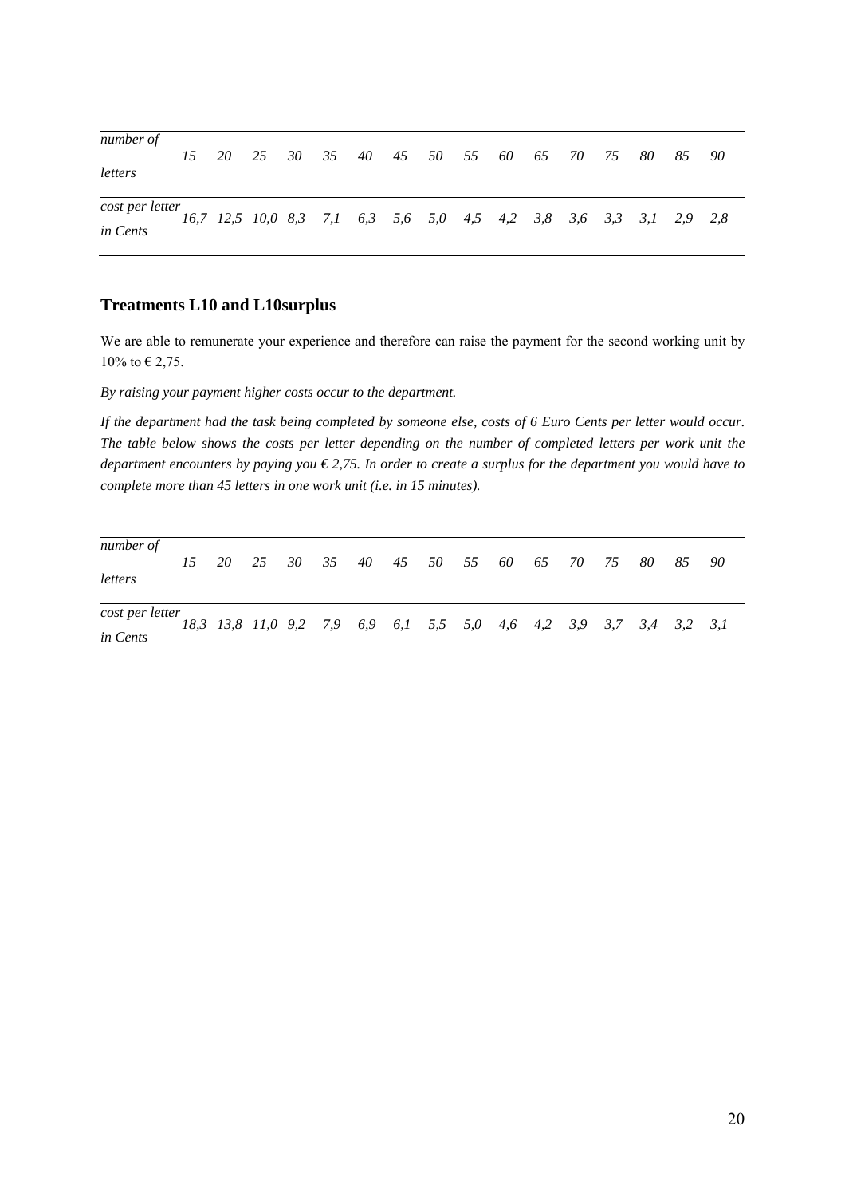| *number of letters* | *15* | *20* | *25* | *30* | *35* | *40* | *45* | *50* | *55* | *60* | *65* | *70* | *75* | *80* | *85* | *90* |
|---|---|---|---|---|---|---|---|---|---|---|---|---|---|---|---|---|
| *cost per letter in Cents* | *16,7* | *12,5* | *10,0* | *8,3* | *7,1* | *6,3* | *5,6* | *5,0* | *4,5* | *4,2* | *3,8* | *3,6* | *3,3* | *3,1* | *2,9* | *2,8* |

## Treatments L10 and L10surplus

We are able to remunerate your experience and therefore can raise the payment for the second working unit by 10% to € 2,75.

*By raising your payment higher costs occur to the department.*

*If the department had the task being completed by someone else, costs of 6 Euro Cents per letter would occur. The table below shows the costs per letter depending on the number of completed letters per work unit the department encounters by paying you € 2,75. In order to create a surplus for the department you would have to complete more than 45 letters in one work unit (i.e. in 15 minutes).*

| *number of letters* | *15* | *20* | *25* | *30* | *35* | *40* | *45* | *50* | *55* | *60* | *65* | *70* | *75* | *80* | *85* | *90* |
|---|---|---|---|---|---|---|---|---|---|---|---|---|---|---|---|---|
| *cost per letter in Cents* | *18,3* | *13,8* | *11,0* | *9,2* | *7,9* | *6,9* | *6,1* | *5,5* | *5,0* | *4,6* | *4,2* | *3,9* | *3,7* | *3,4* | *3,2* | *3,1* |